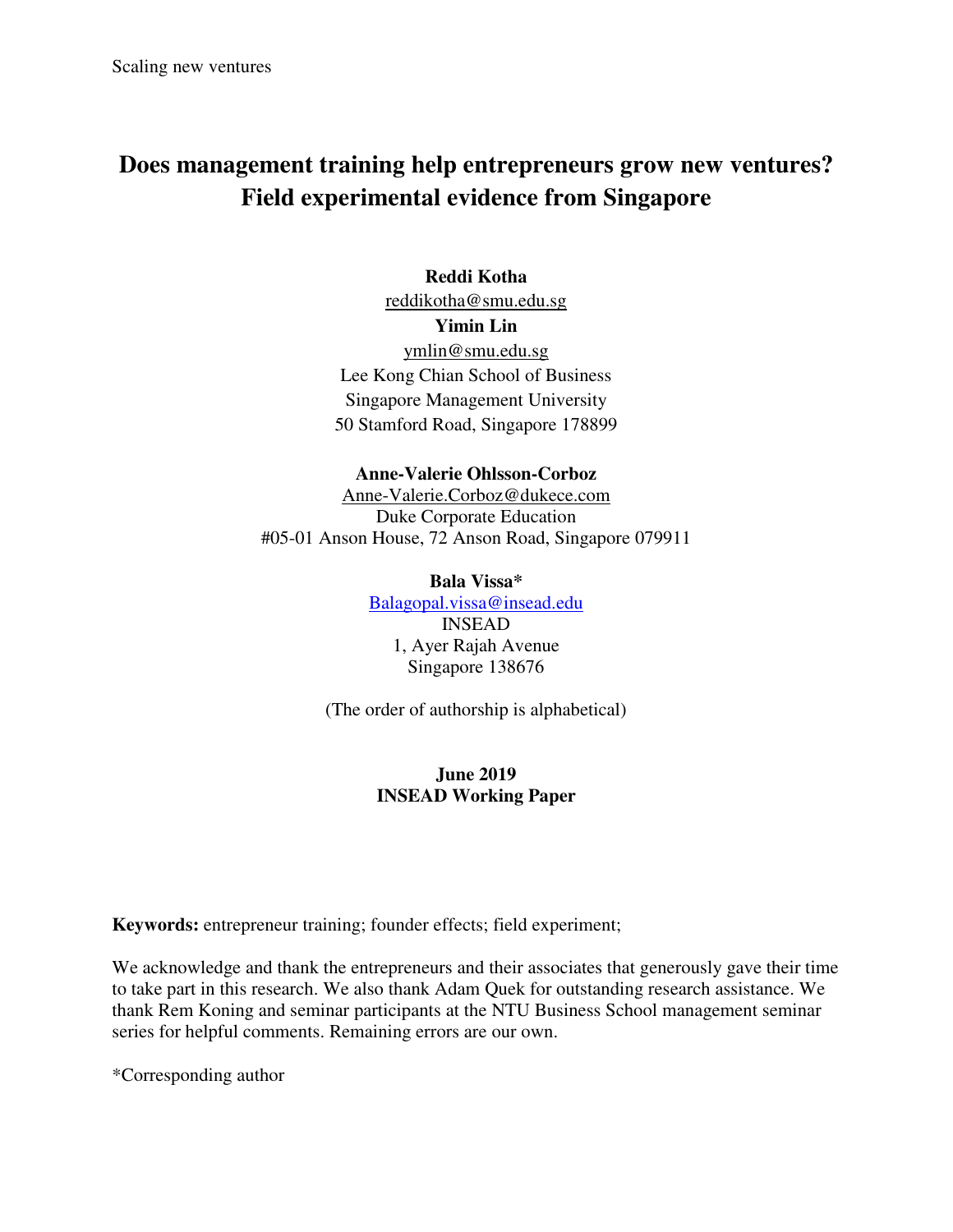# Does management training help entrepreneurs grow new ventures? Field experimental evidence from Singapore

**Reddi Kotha**
reddikotha@smu.edu.sg
**Yimin Lin**
ymlin@smu.edu.sg
Lee Kong Chian School of Business
Singapore Management University
50 Stamford Road, Singapore 178899

**Anne-Valerie Ohlsson-Corboz**
Anne-Valerie.Corboz@dukece.com
Duke Corporate Education
#05-01 Anson House, 72 Anson Road, Singapore 079911

**Bala Vissa***
Balagopal.vissa@insead.edu
INSEAD
1, Ayer Rajah Avenue
Singapore 138676

(The order of authorship is alphabetical)

**June 2019**
**INSEAD Working Paper**

**Keywords:** entrepreneur training; founder effects; field experiment;

We acknowledge and thank the entrepreneurs and their associates that generously gave their time to take part in this research. We also thank Adam Quek for outstanding research assistance. We thank Rem Koning and seminar participants at the NTU Business School management seminar series for helpful comments. Remaining errors are our own.

*Corresponding author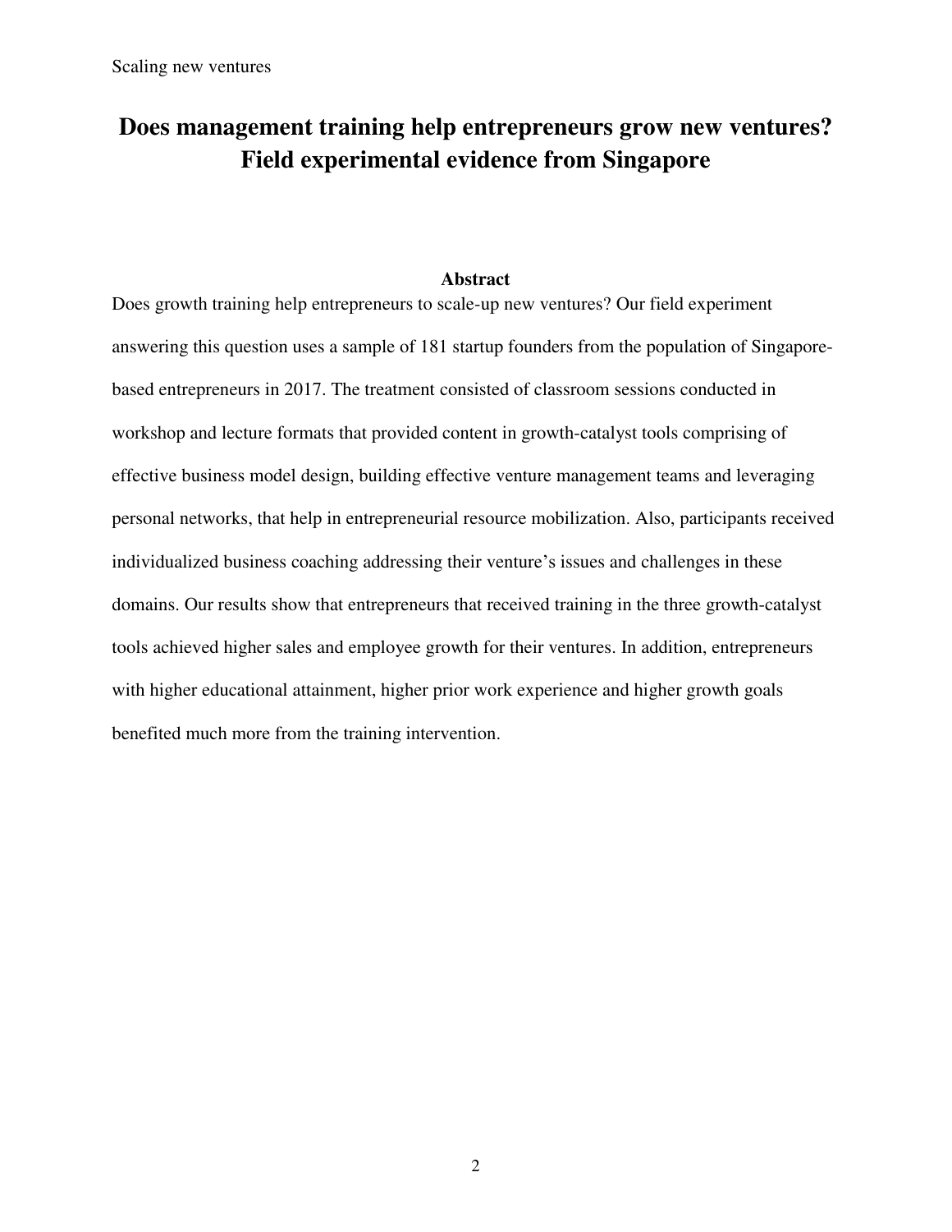# Does management training help entrepreneurs grow new ventures? Field experimental evidence from Singapore

## Abstract

Does growth training help entrepreneurs to scale-up new ventures? Our field experiment answering this question uses a sample of 181 startup founders from the population of Singapore-based entrepreneurs in 2017. The treatment consisted of classroom sessions conducted in workshop and lecture formats that provided content in growth-catalyst tools comprising of effective business model design, building effective venture management teams and leveraging personal networks, that help in entrepreneurial resource mobilization. Also, participants received individualized business coaching addressing their venture's issues and challenges in these domains. Our results show that entrepreneurs that received training in the three growth-catalyst tools achieved higher sales and employee growth for their ventures. In addition, entrepreneurs with higher educational attainment, higher prior work experience and higher growth goals benefited much more from the training intervention.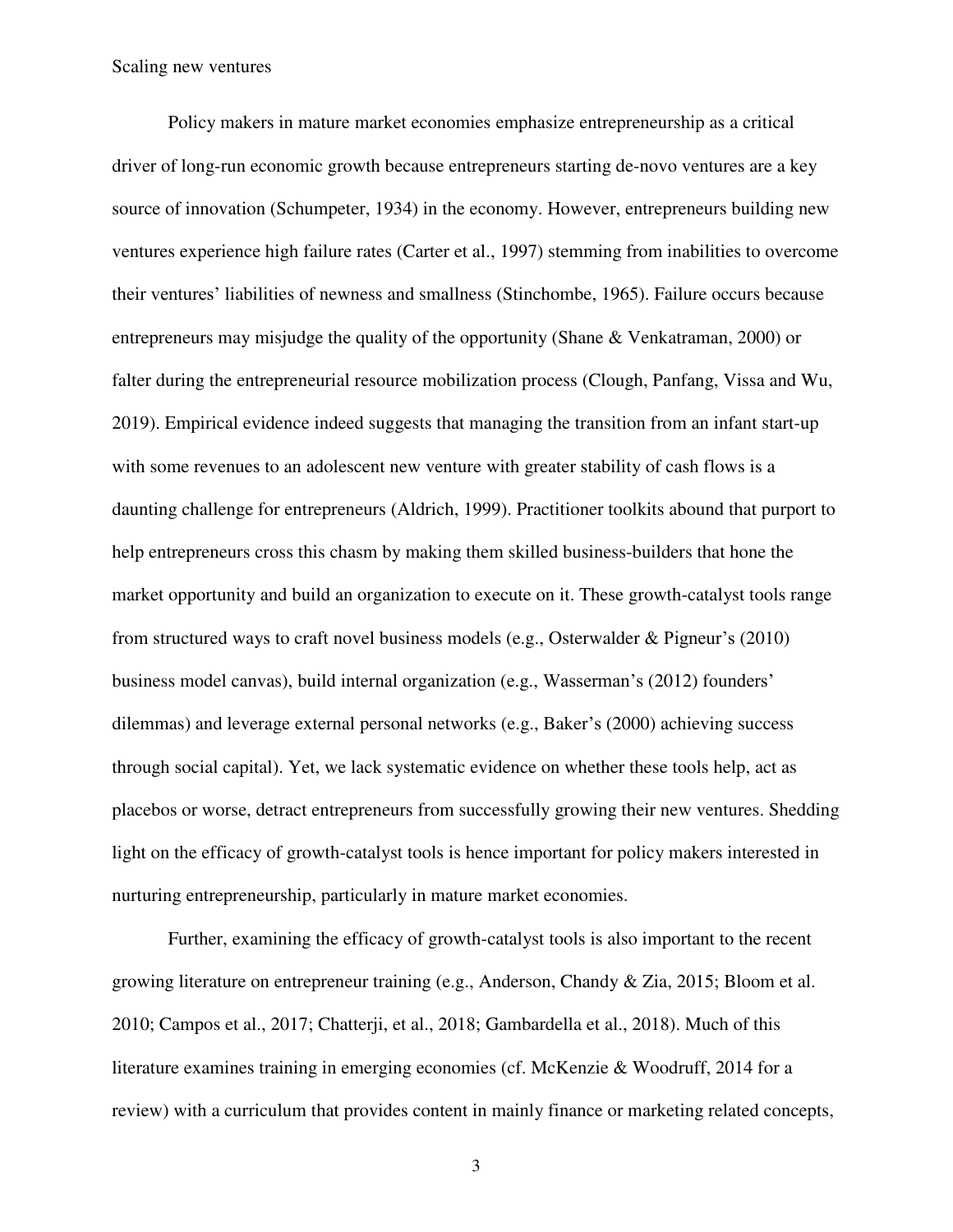Policy makers in mature market economies emphasize entrepreneurship as a critical driver of long-run economic growth because entrepreneurs starting de-novo ventures are a key source of innovation (Schumpeter, 1934) in the economy. However, entrepreneurs building new ventures experience high failure rates (Carter et al., 1997) stemming from inabilities to overcome their ventures' liabilities of newness and smallness (Stinchombe, 1965). Failure occurs because entrepreneurs may misjudge the quality of the opportunity (Shane & Venkatraman, 2000) or falter during the entrepreneurial resource mobilization process (Clough, Panfang, Vissa and Wu, 2019). Empirical evidence indeed suggests that managing the transition from an infant start-up with some revenues to an adolescent new venture with greater stability of cash flows is a daunting challenge for entrepreneurs (Aldrich, 1999). Practitioner toolkits abound that purport to help entrepreneurs cross this chasm by making them skilled business-builders that hone the market opportunity and build an organization to execute on it. These growth-catalyst tools range from structured ways to craft novel business models (e.g., Osterwalder & Pigneur's (2010) business model canvas), build internal organization (e.g., Wasserman's (2012) founders' dilemmas) and leverage external personal networks (e.g., Baker's (2000) achieving success through social capital). Yet, we lack systematic evidence on whether these tools help, act as placebos or worse, detract entrepreneurs from successfully growing their new ventures. Shedding light on the efficacy of growth-catalyst tools is hence important for policy makers interested in nurturing entrepreneurship, particularly in mature market economies.

Further, examining the efficacy of growth-catalyst tools is also important to the recent growing literature on entrepreneur training (e.g., Anderson, Chandy & Zia, 2015; Bloom et al. 2010; Campos et al., 2017; Chatterji, et al., 2018; Gambardella et al., 2018). Much of this literature examines training in emerging economies (cf. McKenzie & Woodruff, 2014 for a review) with a curriculum that provides content in mainly finance or marketing related concepts,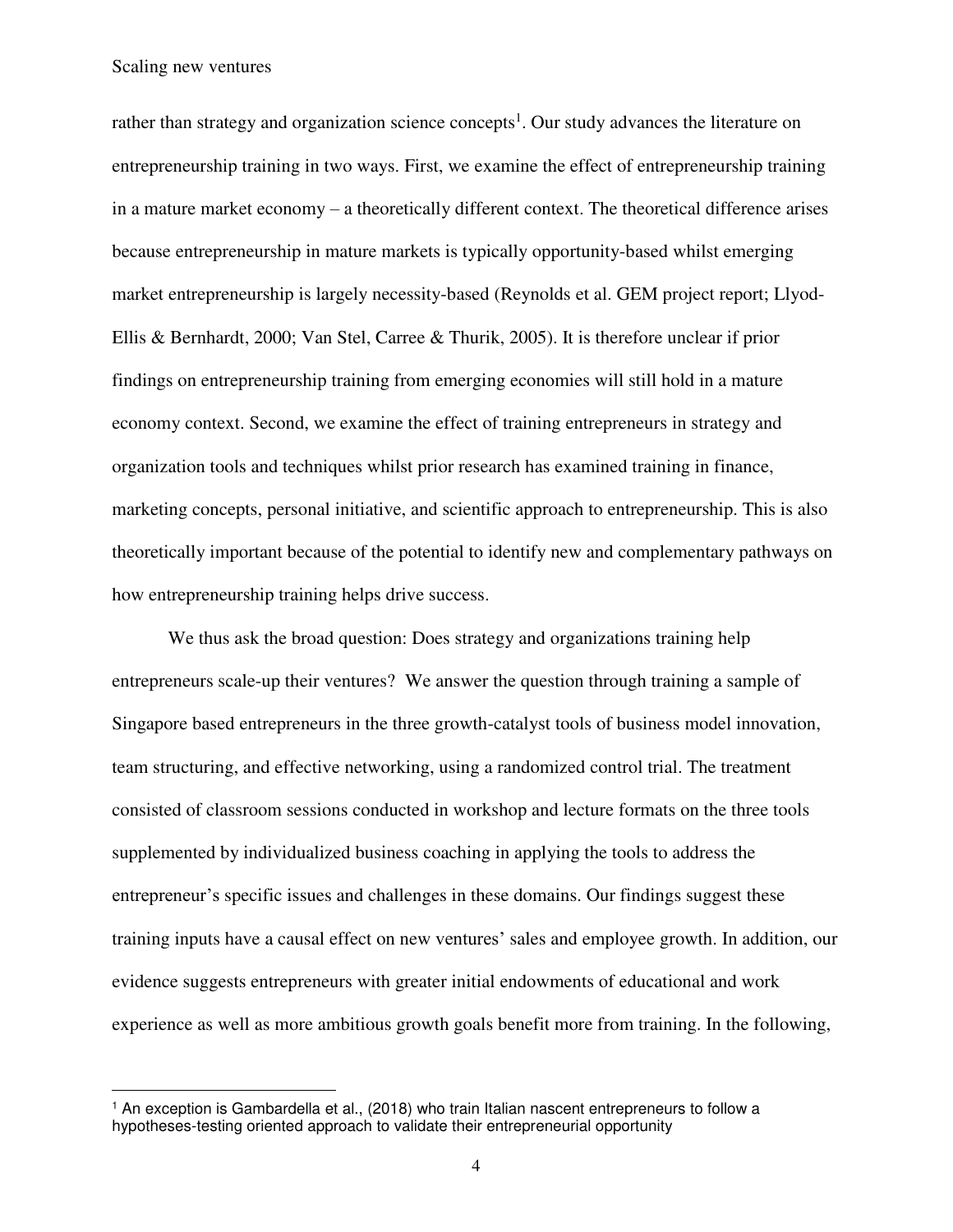rather than strategy and organization science concepts[1]. Our study advances the literature on entrepreneurship training in two ways. First, we examine the effect of entrepreneurship training in a mature market economy – a theoretically different context. The theoretical difference arises because entrepreneurship in mature markets is typically opportunity-based whilst emerging market entrepreneurship is largely necessity-based (Reynolds et al. GEM project report; Llyod-Ellis & Bernhardt, 2000; Van Stel, Carree & Thurik, 2005). It is therefore unclear if prior findings on entrepreneurship training from emerging economies will still hold in a mature economy context. Second, we examine the effect of training entrepreneurs in strategy and organization tools and techniques whilst prior research has examined training in finance, marketing concepts, personal initiative, and scientific approach to entrepreneurship. This is also theoretically important because of the potential to identify new and complementary pathways on how entrepreneurship training helps drive success.

We thus ask the broad question: Does strategy and organizations training help entrepreneurs scale-up their ventures? We answer the question through training a sample of Singapore based entrepreneurs in the three growth-catalyst tools of business model innovation, team structuring, and effective networking, using a randomized control trial. The treatment consisted of classroom sessions conducted in workshop and lecture formats on the three tools supplemented by individualized business coaching in applying the tools to address the entrepreneur's specific issues and challenges in these domains. Our findings suggest these training inputs have a causal effect on new ventures' sales and employee growth. In addition, our evidence suggests entrepreneurs with greater initial endowments of educational and work experience as well as more ambitious growth goals benefit more from training. In the following,

[1] An exception is Gambardella et al., (2018) who train Italian nascent entrepreneurs to follow a hypotheses-testing oriented approach to validate their entrepreneurial opportunity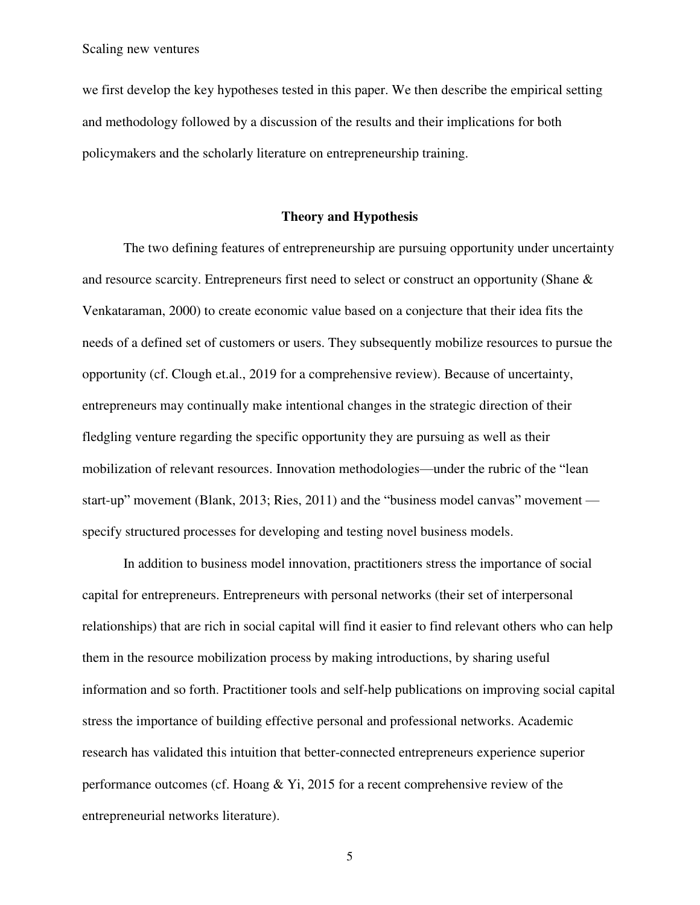we first develop the key hypotheses tested in this paper. We then describe the empirical setting and methodology followed by a discussion of the results and their implications for both policymakers and the scholarly literature on entrepreneurship training.

## Theory and Hypothesis

The two defining features of entrepreneurship are pursuing opportunity under uncertainty and resource scarcity. Entrepreneurs first need to select or construct an opportunity (Shane & Venkataraman, 2000) to create economic value based on a conjecture that their idea fits the needs of a defined set of customers or users. They subsequently mobilize resources to pursue the opportunity (cf. Clough et.al., 2019 for a comprehensive review). Because of uncertainty, entrepreneurs may continually make intentional changes in the strategic direction of their fledgling venture regarding the specific opportunity they are pursuing as well as their mobilization of relevant resources. Innovation methodologies—under the rubric of the "lean start-up" movement (Blank, 2013; Ries, 2011) and the "business model canvas" movement — specify structured processes for developing and testing novel business models.

In addition to business model innovation, practitioners stress the importance of social capital for entrepreneurs. Entrepreneurs with personal networks (their set of interpersonal relationships) that are rich in social capital will find it easier to find relevant others who can help them in the resource mobilization process by making introductions, by sharing useful information and so forth. Practitioner tools and self-help publications on improving social capital stress the importance of building effective personal and professional networks. Academic research has validated this intuition that better-connected entrepreneurs experience superior performance outcomes (cf. Hoang & Yi, 2015 for a recent comprehensive review of the entrepreneurial networks literature).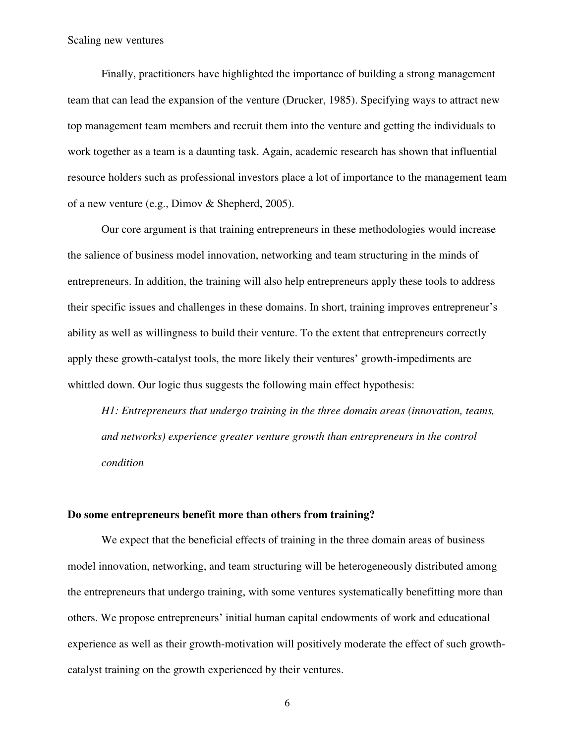Finally, practitioners have highlighted the importance of building a strong management team that can lead the expansion of the venture (Drucker, 1985). Specifying ways to attract new top management team members and recruit them into the venture and getting the individuals to work together as a team is a daunting task. Again, academic research has shown that influential resource holders such as professional investors place a lot of importance to the management team of a new venture (e.g., Dimov & Shepherd, 2005).

Our core argument is that training entrepreneurs in these methodologies would increase the salience of business model innovation, networking and team structuring in the minds of entrepreneurs. In addition, the training will also help entrepreneurs apply these tools to address their specific issues and challenges in these domains. In short, training improves entrepreneur's ability as well as willingness to build their venture. To the extent that entrepreneurs correctly apply these growth-catalyst tools, the more likely their ventures' growth-impediments are whittled down. Our logic thus suggests the following main effect hypothesis:

*H1: Entrepreneurs that undergo training in the three domain areas (innovation, teams, and networks) experience greater venture growth than entrepreneurs in the control condition*

**Do some entrepreneurs benefit more than others from training?**

We expect that the beneficial effects of training in the three domain areas of business model innovation, networking, and team structuring will be heterogeneously distributed among the entrepreneurs that undergo training, with some ventures systematically benefitting more than others. We propose entrepreneurs' initial human capital endowments of work and educational experience as well as their growth-motivation will positively moderate the effect of such growth-catalyst training on the growth experienced by their ventures.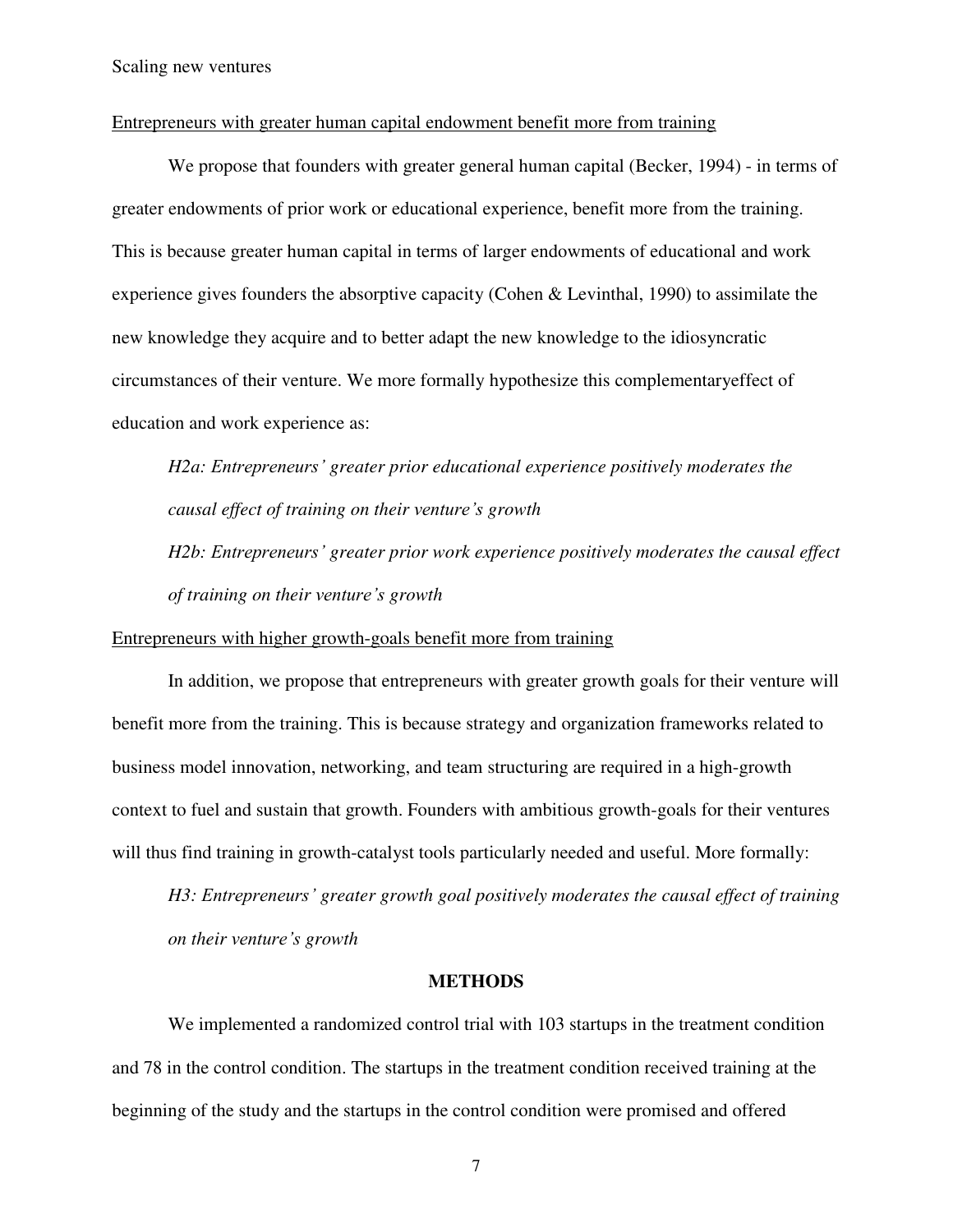Entrepreneurs with greater human capital endowment benefit more from training

We propose that founders with greater general human capital (Becker, 1994) - in terms of greater endowments of prior work or educational experience, benefit more from the training. This is because greater human capital in terms of larger endowments of educational and work experience gives founders the absorptive capacity (Cohen & Levinthal, 1990) to assimilate the new knowledge they acquire and to better adapt the new knowledge to the idiosyncratic circumstances of their venture. We more formally hypothesize this complementaryeffect of education and work experience as:

*H2a: Entrepreneurs' greater prior educational experience positively moderates the causal effect of training on their venture's growth*

*H2b: Entrepreneurs' greater prior work experience positively moderates the causal effect of training on their venture's growth*

Entrepreneurs with higher growth-goals benefit more from training

In addition, we propose that entrepreneurs with greater growth goals for their venture will benefit more from the training. This is because strategy and organization frameworks related to business model innovation, networking, and team structuring are required in a high-growth context to fuel and sustain that growth. Founders with ambitious growth-goals for their ventures will thus find training in growth-catalyst tools particularly needed and useful. More formally:

*H3: Entrepreneurs' greater growth goal positively moderates the causal effect of training on their venture's growth*

## METHODS

We implemented a randomized control trial with 103 startups in the treatment condition and 78 in the control condition. The startups in the treatment condition received training at the beginning of the study and the startups in the control condition were promised and offered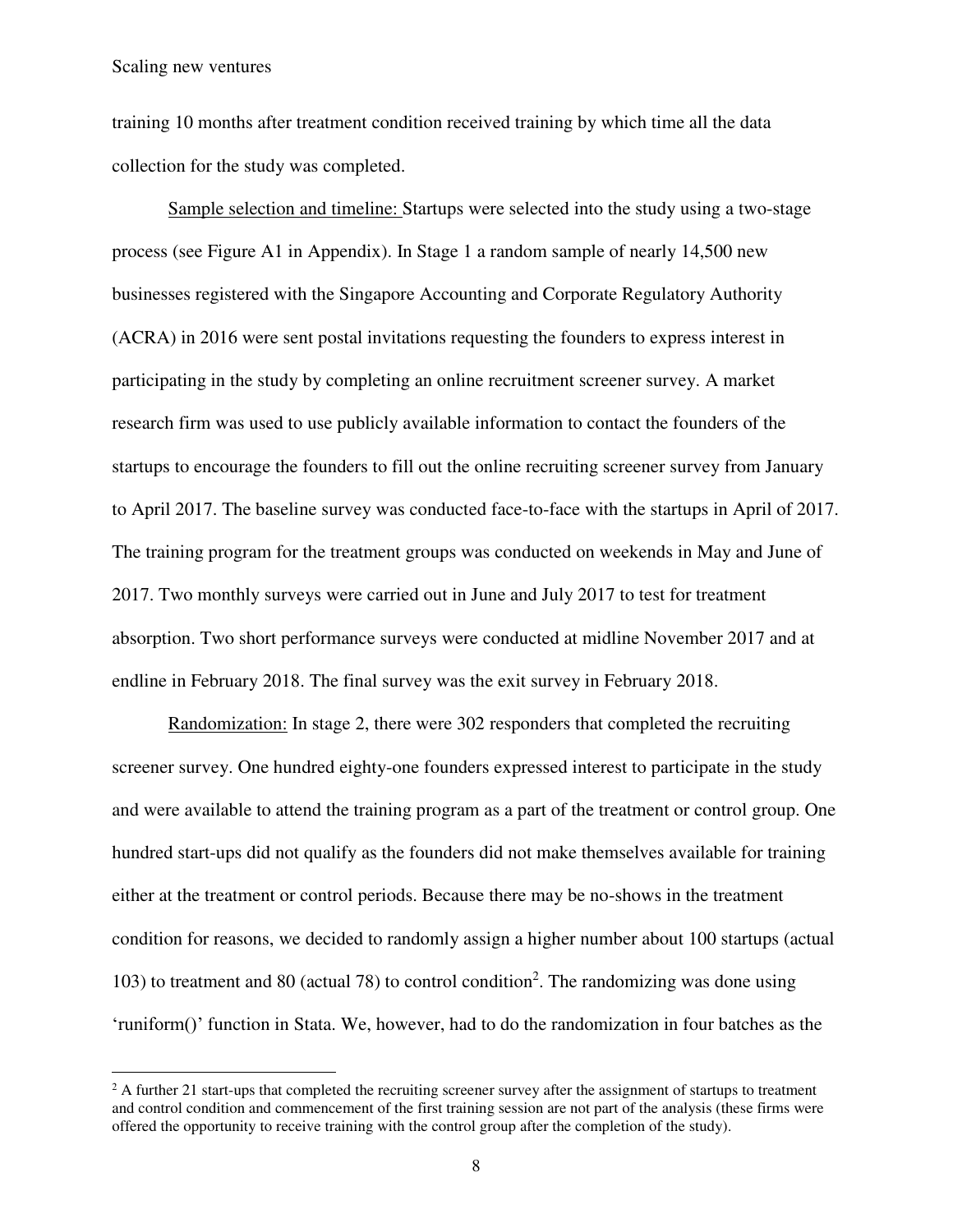training 10 months after treatment condition received training by which time all the data collection for the study was completed.

Sample selection and timeline: Startups were selected into the study using a two-stage process (see Figure A1 in Appendix). In Stage 1 a random sample of nearly 14,500 new businesses registered with the Singapore Accounting and Corporate Regulatory Authority (ACRA) in 2016 were sent postal invitations requesting the founders to express interest in participating in the study by completing an online recruitment screener survey. A market research firm was used to use publicly available information to contact the founders of the startups to encourage the founders to fill out the online recruiting screener survey from January to April 2017. The baseline survey was conducted face-to-face with the startups in April of 2017. The training program for the treatment groups was conducted on weekends in May and June of 2017. Two monthly surveys were carried out in June and July 2017 to test for treatment absorption. Two short performance surveys were conducted at midline November 2017 and at endline in February 2018. The final survey was the exit survey in February 2018.

Randomization: In stage 2, there were 302 responders that completed the recruiting screener survey. One hundred eighty-one founders expressed interest to participate in the study and were available to attend the training program as a part of the treatment or control group. One hundred start-ups did not qualify as the founders did not make themselves available for training either at the treatment or control periods. Because there may be no-shows in the treatment condition for reasons, we decided to randomly assign a higher number about 100 startups (actual 103) to treatment and 80 (actual 78) to control condition[2]. The randomizing was done using 'runiform()' function in Stata. We, however, had to do the randomization in four batches as the

[2] A further 21 start-ups that completed the recruiting screener survey after the assignment of startups to treatment and control condition and commencement of the first training session are not part of the analysis (these firms were offered the opportunity to receive training with the control group after the completion of the study).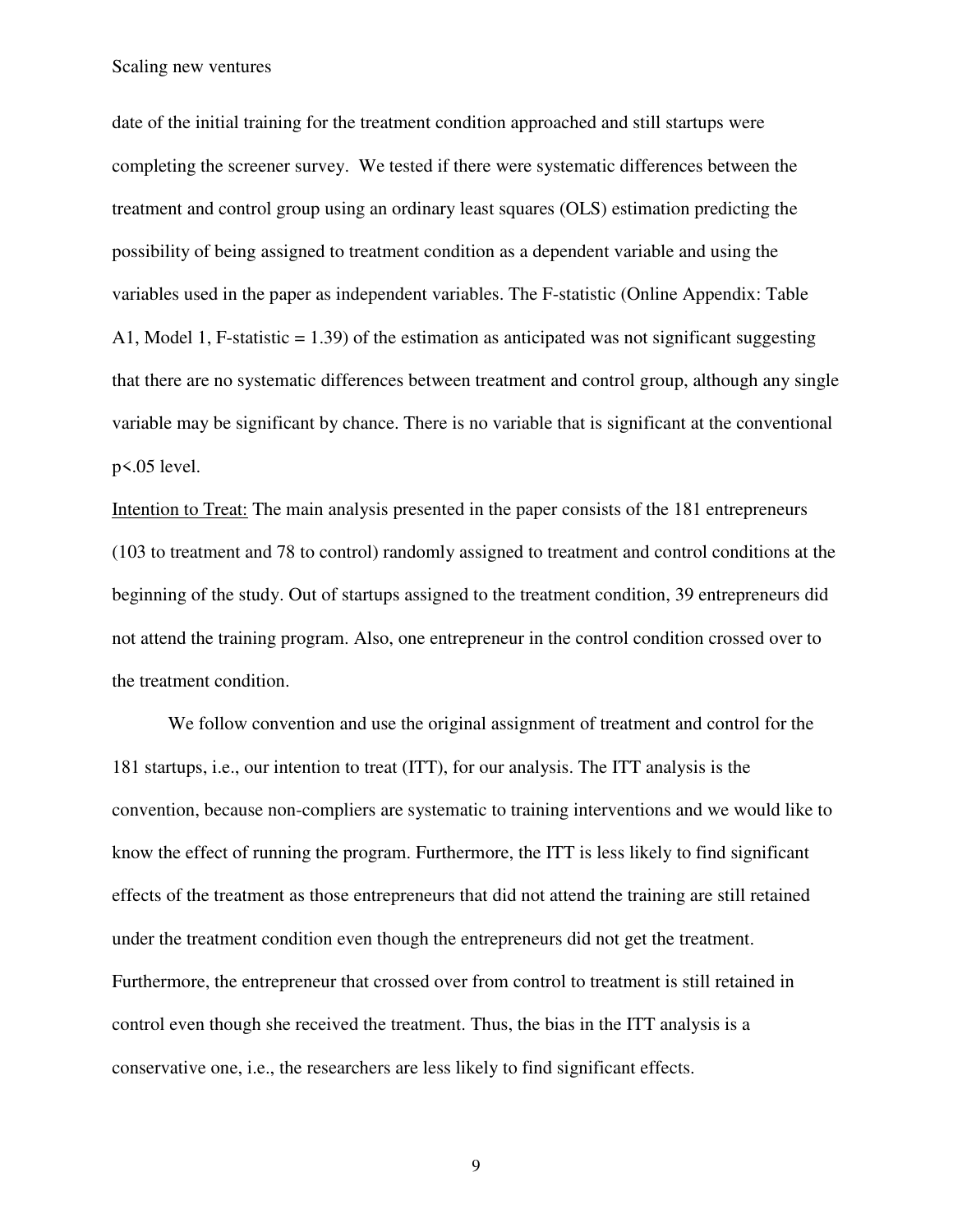date of the initial training for the treatment condition approached and still startups were completing the screener survey. We tested if there were systematic differences between the treatment and control group using an ordinary least squares (OLS) estimation predicting the possibility of being assigned to treatment condition as a dependent variable and using the variables used in the paper as independent variables. The F-statistic (Online Appendix: Table A1, Model 1, F-statistic = 1.39) of the estimation as anticipated was not significant suggesting that there are no systematic differences between treatment and control group, although any single variable may be significant by chance. There is no variable that is significant at the conventional $p<.05$ level.

Intention to Treat: The main analysis presented in the paper consists of the 181 entrepreneurs (103 to treatment and 78 to control) randomly assigned to treatment and control conditions at the beginning of the study. Out of startups assigned to the treatment condition, 39 entrepreneurs did not attend the training program. Also, one entrepreneur in the control condition crossed over to the treatment condition.

We follow convention and use the original assignment of treatment and control for the 181 startups, i.e., our intention to treat (ITT), for our analysis. The ITT analysis is the convention, because non-compliers are systematic to training interventions and we would like to know the effect of running the program. Furthermore, the ITT is less likely to find significant effects of the treatment as those entrepreneurs that did not attend the training are still retained under the treatment condition even though the entrepreneurs did not get the treatment. Furthermore, the entrepreneur that crossed over from control to treatment is still retained in control even though she received the treatment. Thus, the bias in the ITT analysis is a conservative one, i.e., the researchers are less likely to find significant effects.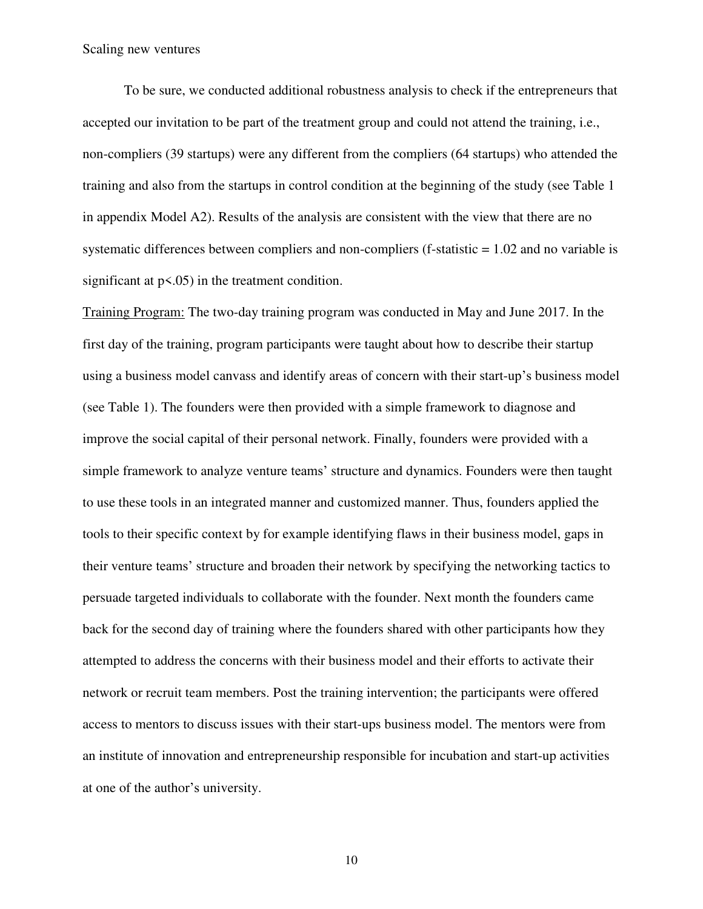To be sure, we conducted additional robustness analysis to check if the entrepreneurs that accepted our invitation to be part of the treatment group and could not attend the training, i.e., non-compliers (39 startups) were any different from the compliers (64 startups) who attended the training and also from the startups in control condition at the beginning of the study (see Table 1 in appendix Model A2). Results of the analysis are consistent with the view that there are no systematic differences between compliers and non-compliers (f-statistic = 1.02 and no variable is significant at $p<.05$) in the treatment condition.

<u>Training Program:</u> The two-day training program was conducted in May and June 2017. In the first day of the training, program participants were taught about how to describe their startup using a business model canvass and identify areas of concern with their start-up's business model (see Table 1). The founders were then provided with a simple framework to diagnose and improve the social capital of their personal network. Finally, founders were provided with a simple framework to analyze venture teams' structure and dynamics. Founders were then taught to use these tools in an integrated manner and customized manner. Thus, founders applied the tools to their specific context by for example identifying flaws in their business model, gaps in their venture teams' structure and broaden their network by specifying the networking tactics to persuade targeted individuals to collaborate with the founder. Next month the founders came back for the second day of training where the founders shared with other participants how they attempted to address the concerns with their business model and their efforts to activate their network or recruit team members. Post the training intervention; the participants were offered access to mentors to discuss issues with their start-ups business model. The mentors were from an institute of innovation and entrepreneurship responsible for incubation and start-up activities at one of the author's university.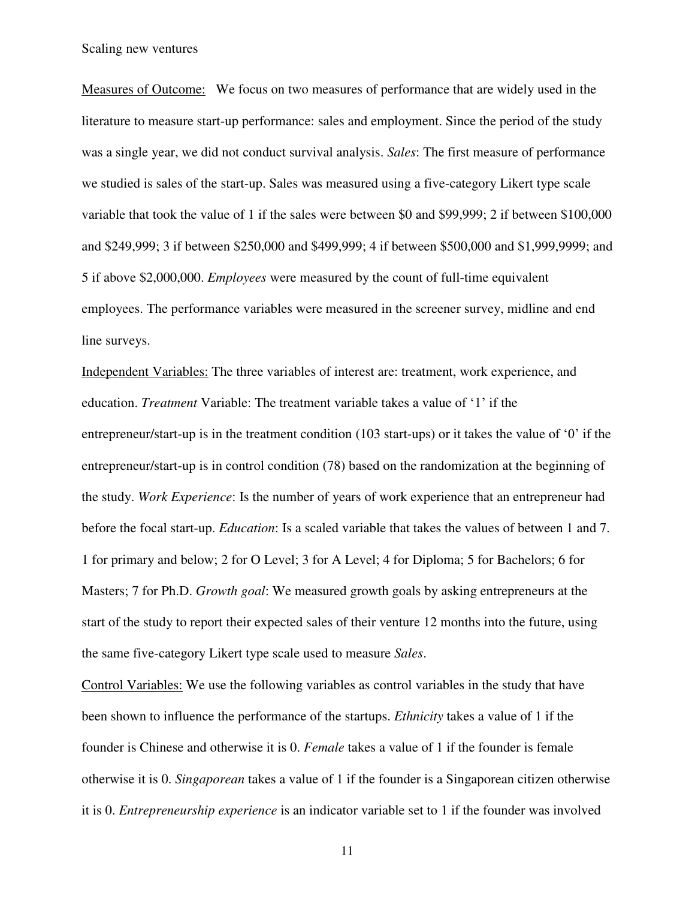Measures of Outcome: We focus on two measures of performance that are widely used in the literature to measure start-up performance: sales and employment. Since the period of the study was a single year, we did not conduct survival analysis. *Sales*: The first measure of performance we studied is sales of the start-up. Sales was measured using a five-category Likert type scale variable that took the value of 1 if the sales were between $0 and $99,999; 2 if between $100,000 and $249,999; 3 if between $250,000 and $499,999; 4 if between $500,000 and $1,999,9999; and 5 if above $2,000,000. *Employees* were measured by the count of full-time equivalent employees. The performance variables were measured in the screener survey, midline and end line surveys.

Independent Variables: The three variables of interest are: treatment, work experience, and education. *Treatment* Variable: The treatment variable takes a value of '1' if the entrepreneur/start-up is in the treatment condition (103 start-ups) or it takes the value of '0' if the entrepreneur/start-up is in control condition (78) based on the randomization at the beginning of the study. *Work Experience*: Is the number of years of work experience that an entrepreneur had before the focal start-up. *Education*: Is a scaled variable that takes the values of between 1 and 7. 1 for primary and below; 2 for O Level; 3 for A Level; 4 for Diploma; 5 for Bachelors; 6 for Masters; 7 for Ph.D. *Growth goal*: We measured growth goals by asking entrepreneurs at the start of the study to report their expected sales of their venture 12 months into the future, using the same five-category Likert type scale used to measure *Sales*.

Control Variables: We use the following variables as control variables in the study that have been shown to influence the performance of the startups. *Ethnicity* takes a value of 1 if the founder is Chinese and otherwise it is 0. *Female* takes a value of 1 if the founder is female otherwise it is 0. *Singaporean* takes a value of 1 if the founder is a Singaporean citizen otherwise it is 0. *Entrepreneurship experience* is an indicator variable set to 1 if the founder was involved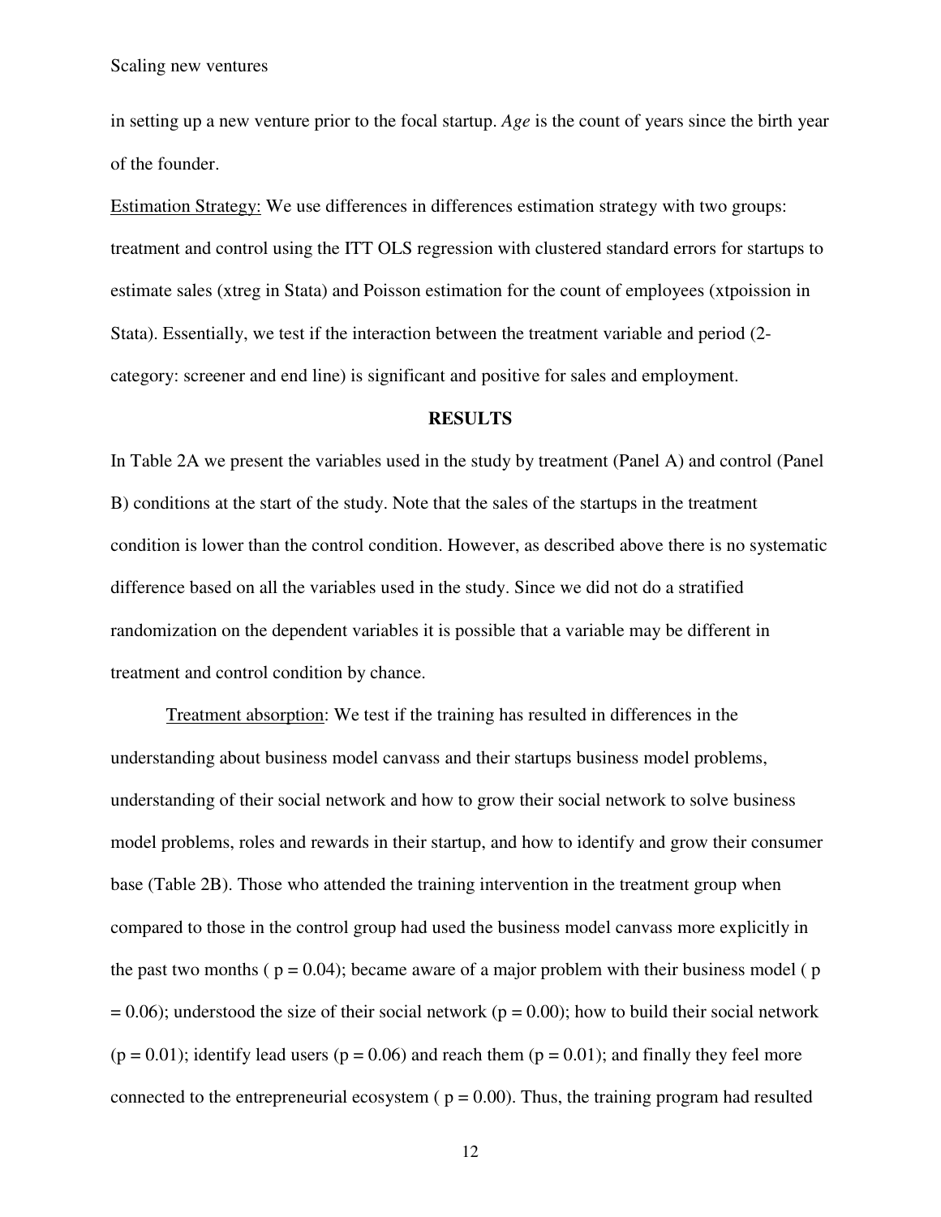in setting up a new venture prior to the focal startup. *Age* is the count of years since the birth year of the founder.

Estimation Strategy: We use differences in differences estimation strategy with two groups: treatment and control using the ITT OLS regression with clustered standard errors for startups to estimate sales (xtreg in Stata) and Poisson estimation for the count of employees (xtpoission in Stata). Essentially, we test if the interaction between the treatment variable and period (2-category: screener and end line) is significant and positive for sales and employment.

## RESULTS

In Table 2A we present the variables used in the study by treatment (Panel A) and control (Panel B) conditions at the start of the study. Note that the sales of the startups in the treatment condition is lower than the control condition. However, as described above there is no systematic difference based on all the variables used in the study. Since we did not do a stratified randomization on the dependent variables it is possible that a variable may be different in treatment and control condition by chance.

Treatment absorption: We test if the training has resulted in differences in the understanding about business model canvass and their startups business model problems, understanding of their social network and how to grow their social network to solve business model problems, roles and rewards in their startup, and how to identify and grow their consumer base (Table 2B). Those who attended the training intervention in the treatment group when compared to those in the control group had used the business model canvass more explicitly in the past two months ( $p = 0.04$); became aware of a major problem with their business model ( $p = 0.06$); understood the size of their social network ($p = 0.00$); how to build their social network ($p = 0.01$); identify lead users ($p = 0.06$) and reach them ($p = 0.01$); and finally they feel more connected to the entrepreneurial ecosystem ( $p = 0.00$). Thus, the training program had resulted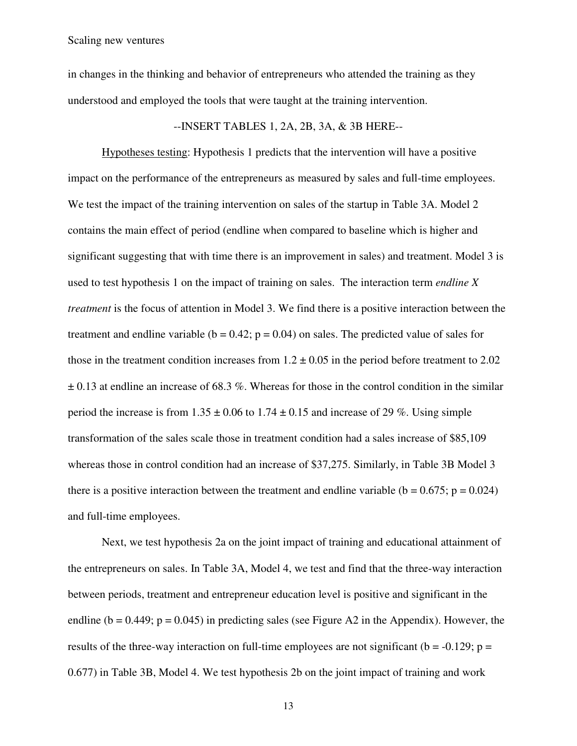in changes in the thinking and behavior of entrepreneurs who attended the training as they understood and employed the tools that were taught at the training intervention.

--INSERT TABLES 1, 2A, 2B, 3A, & 3B HERE--

Hypotheses testing: Hypothesis 1 predicts that the intervention will have a positive impact on the performance of the entrepreneurs as measured by sales and full-time employees. We test the impact of the training intervention on sales of the startup in Table 3A. Model 2 contains the main effect of period (endline when compared to baseline which is higher and significant suggesting that with time there is an improvement in sales) and treatment. Model 3 is used to test hypothesis 1 on the impact of training on sales. The interaction term *endline X treatment* is the focus of attention in Model 3. We find there is a positive interaction between the treatment and endline variable ($b = 0.42$; $p = 0.04$) on sales. The predicted value of sales for those in the treatment condition increases from $1.2 \pm 0.05$ in the period before treatment to $2.02 \pm 0.13$ at endline an increase of 68.3 %. Whereas for those in the control condition in the similar period the increase is from $1.35 \pm 0.06$ to $1.74 \pm 0.15$ and increase of 29 %. Using simple transformation of the sales scale those in treatment condition had a sales increase of \$85,109 whereas those in control condition had an increase of \$37,275. Similarly, in Table 3B Model 3 there is a positive interaction between the treatment and endline variable ($b = 0.675$; $p = 0.024$) and full-time employees.

Next, we test hypothesis 2a on the joint impact of training and educational attainment of the entrepreneurs on sales. In Table 3A, Model 4, we test and find that the three-way interaction between periods, treatment and entrepreneur education level is positive and significant in the endline ($b = 0.449$; $p = 0.045$) in predicting sales (see Figure A2 in the Appendix). However, the results of the three-way interaction on full-time employees are not significant ($b = -0.129$; $p = 0.677$) in Table 3B, Model 4. We test hypothesis 2b on the joint impact of training and work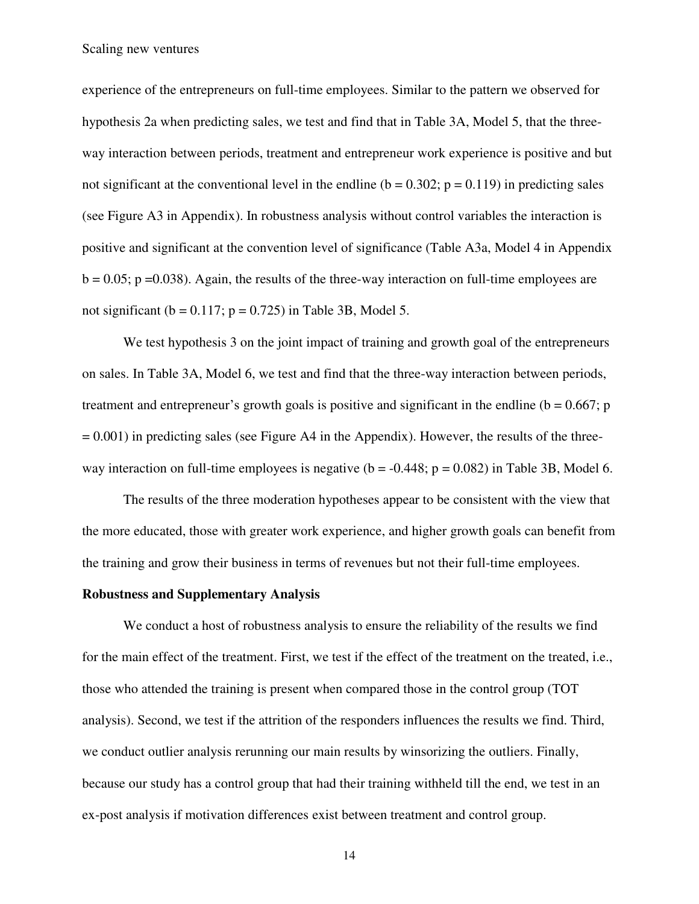experience of the entrepreneurs on full-time employees. Similar to the pattern we observed for hypothesis 2a when predicting sales, we test and find that in Table 3A, Model 5, that the three-way interaction between periods, treatment and entrepreneur work experience is positive and but not significant at the conventional level in the endline (b = 0.302; p = 0.119) in predicting sales (see Figure A3 in Appendix). In robustness analysis without control variables the interaction is positive and significant at the convention level of significance (Table A3a, Model 4 in Appendix b = 0.05; p =0.038). Again, the results of the three-way interaction on full-time employees are not significant (b = 0.117; p = 0.725) in Table 3B, Model 5.

We test hypothesis 3 on the joint impact of training and growth goal of the entrepreneurs on sales. In Table 3A, Model 6, we test and find that the three-way interaction between periods, treatment and entrepreneur's growth goals is positive and significant in the endline (b = 0.667; p = 0.001) in predicting sales (see Figure A4 in the Appendix). However, the results of the three-way interaction on full-time employees is negative (b = -0.448; p = 0.082) in Table 3B, Model 6.

The results of the three moderation hypotheses appear to be consistent with the view that the more educated, those with greater work experience, and higher growth goals can benefit from the training and grow their business in terms of revenues but not their full-time employees.

**Robustness and Supplementary Analysis**

We conduct a host of robustness analysis to ensure the reliability of the results we find for the main effect of the treatment. First, we test if the effect of the treatment on the treated, i.e., those who attended the training is present when compared those in the control group (TOT analysis). Second, we test if the attrition of the responders influences the results we find. Third, we conduct outlier analysis rerunning our main results by winsorizing the outliers. Finally, because our study has a control group that had their training withheld till the end, we test in an ex-post analysis if motivation differences exist between treatment and control group.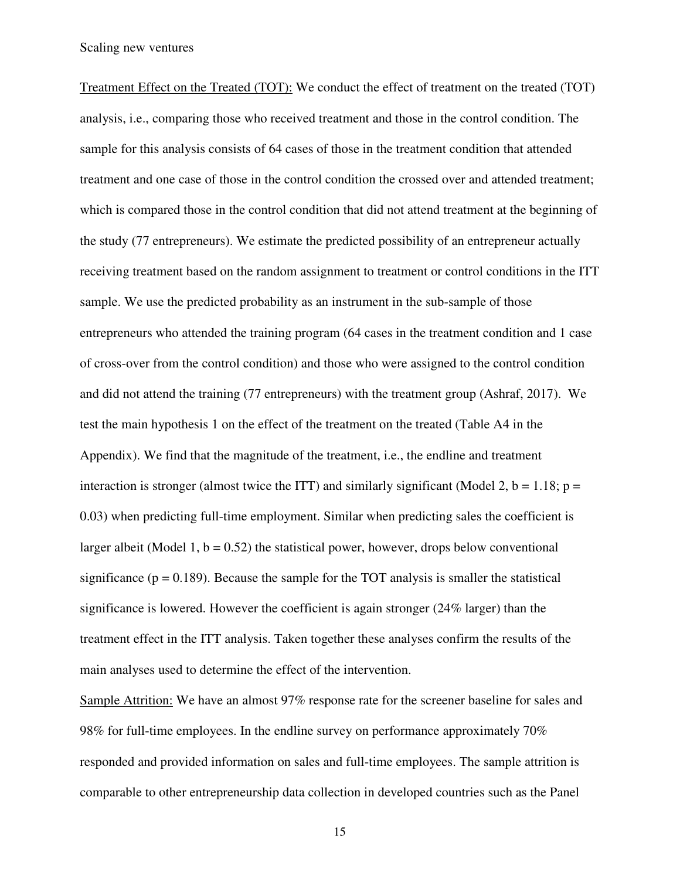Treatment Effect on the Treated (TOT): We conduct the effect of treatment on the treated (TOT) analysis, i.e., comparing those who received treatment and those in the control condition. The sample for this analysis consists of 64 cases of those in the treatment condition that attended treatment and one case of those in the control condition the crossed over and attended treatment; which is compared those in the control condition that did not attend treatment at the beginning of the study (77 entrepreneurs). We estimate the predicted possibility of an entrepreneur actually receiving treatment based on the random assignment to treatment or control conditions in the ITT sample. We use the predicted probability as an instrument in the sub-sample of those entrepreneurs who attended the training program (64 cases in the treatment condition and 1 case of cross-over from the control condition) and those who were assigned to the control condition and did not attend the training (77 entrepreneurs) with the treatment group (Ashraf, 2017). We test the main hypothesis 1 on the effect of the treatment on the treated (Table A4 in the Appendix). We find that the magnitude of the treatment, i.e., the endline and treatment interaction is stronger (almost twice the ITT) and similarly significant (Model 2, $b = 1.18$; $p = 0.03$) when predicting full-time employment. Similar when predicting sales the coefficient is larger albeit (Model 1, $b = 0.52$) the statistical power, however, drops below conventional significance ($p = 0.189$). Because the sample for the TOT analysis is smaller the statistical significance is lowered. However the coefficient is again stronger (24% larger) than the treatment effect in the ITT analysis. Taken together these analyses confirm the results of the main analyses used to determine the effect of the intervention.

Sample Attrition: We have an almost 97% response rate for the screener baseline for sales and 98% for full-time employees. In the endline survey on performance approximately 70% responded and provided information on sales and full-time employees. The sample attrition is comparable to other entrepreneurship data collection in developed countries such as the Panel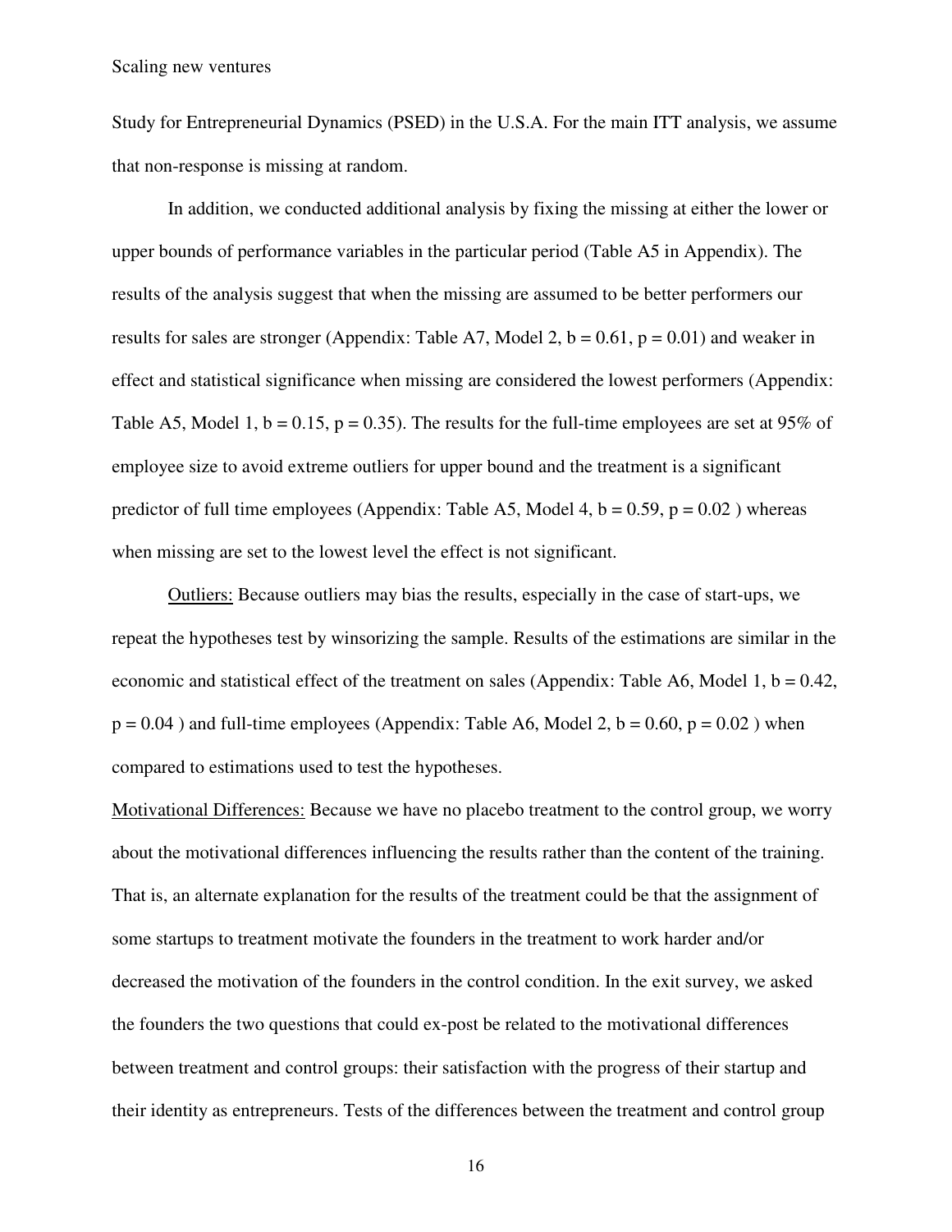Study for Entrepreneurial Dynamics (PSED) in the U.S.A. For the main ITT analysis, we assume that non-response is missing at random.

In addition, we conducted additional analysis by fixing the missing at either the lower or upper bounds of performance variables in the particular period (Table A5 in Appendix). The results of the analysis suggest that when the missing are assumed to be better performers our results for sales are stronger (Appendix: Table A7, Model 2, $b = 0.61$, $p = 0.01$) and weaker in effect and statistical significance when missing are considered the lowest performers (Appendix: Table A5, Model 1, $b = 0.15$, $p = 0.35$). The results for the full-time employees are set at 95% of employee size to avoid extreme outliers for upper bound and the treatment is a significant predictor of full time employees (Appendix: Table A5, Model 4, $b = 0.59$, $p = 0.02$ ) whereas when missing are set to the lowest level the effect is not significant.

<u>Outliers:</u> Because outliers may bias the results, especially in the case of start-ups, we repeat the hypotheses test by winsorizing the sample. Results of the estimations are similar in the economic and statistical effect of the treatment on sales (Appendix: Table A6, Model 1, $b = 0.42$, $p = 0.04$ ) and full-time employees (Appendix: Table A6, Model 2, $b = 0.60$, $p = 0.02$ ) when compared to estimations used to test the hypotheses.

<u>Motivational Differences:</u> Because we have no placebo treatment to the control group, we worry about the motivational differences influencing the results rather than the content of the training. That is, an alternate explanation for the results of the treatment could be that the assignment of some startups to treatment motivate the founders in the treatment to work harder and/or decreased the motivation of the founders in the control condition. In the exit survey, we asked the founders the two questions that could ex-post be related to the motivational differences between treatment and control groups: their satisfaction with the progress of their startup and their identity as entrepreneurs. Tests of the differences between the treatment and control group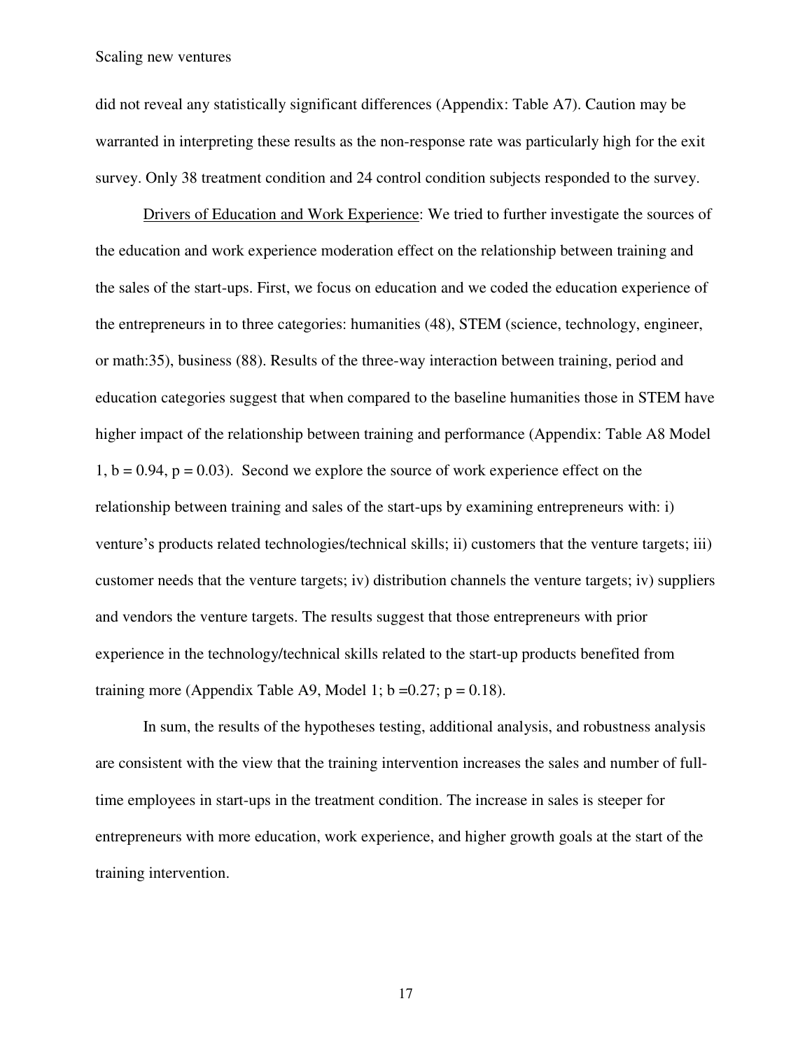did not reveal any statistically significant differences (Appendix: Table A7). Caution may be warranted in interpreting these results as the non-response rate was particularly high for the exit survey. Only 38 treatment condition and 24 control condition subjects responded to the survey.

Drivers of Education and Work Experience: We tried to further investigate the sources of the education and work experience moderation effect on the relationship between training and the sales of the start-ups. First, we focus on education and we coded the education experience of the entrepreneurs in to three categories: humanities (48), STEM (science, technology, engineer, or math:35), business (88). Results of the three-way interaction between training, period and education categories suggest that when compared to the baseline humanities those in STEM have higher impact of the relationship between training and performance (Appendix: Table A8 Model 1, $b = 0.94$, $p = 0.03$). Second we explore the source of work experience effect on the relationship between training and sales of the start-ups by examining entrepreneurs with: i) venture's products related technologies/technical skills; ii) customers that the venture targets; iii) customer needs that the venture targets; iv) distribution channels the venture targets; iv) suppliers and vendors the venture targets. The results suggest that those entrepreneurs with prior experience in the technology/technical skills related to the start-up products benefited from training more (Appendix Table A9, Model 1; $b = 0.27$; $p = 0.18$).

In sum, the results of the hypotheses testing, additional analysis, and robustness analysis are consistent with the view that the training intervention increases the sales and number of full-time employees in start-ups in the treatment condition. The increase in sales is steeper for entrepreneurs with more education, work experience, and higher growth goals at the start of the training intervention.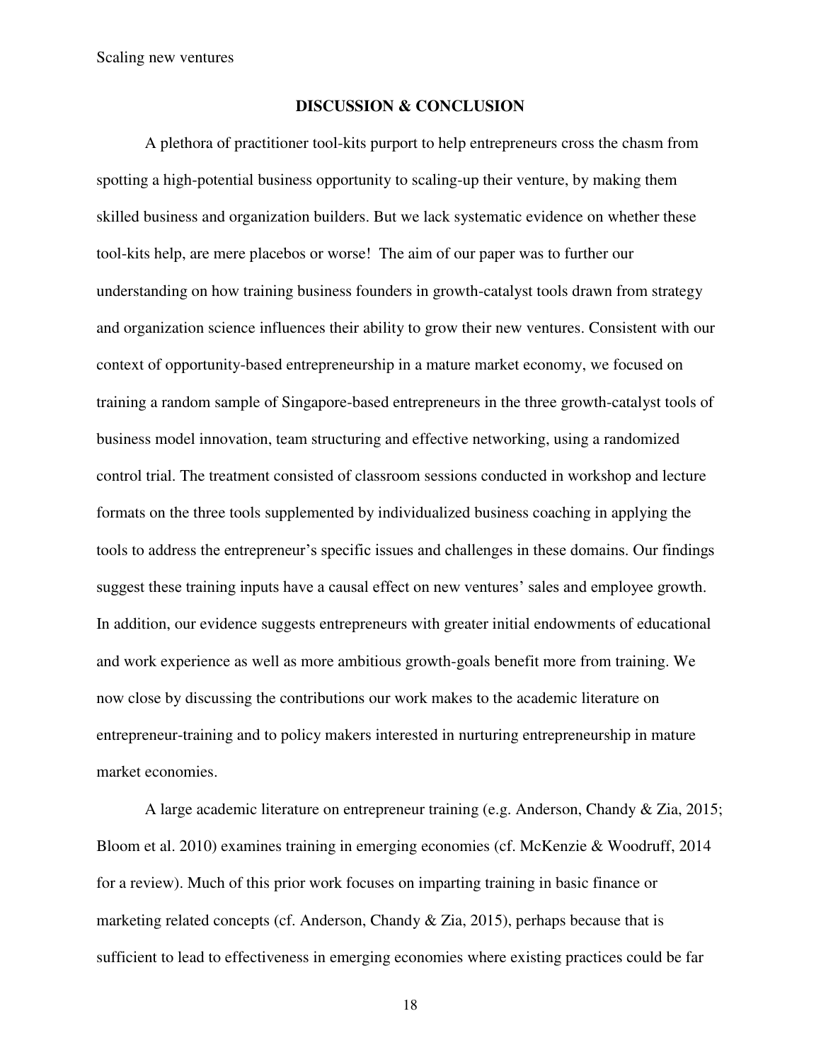## DISCUSSION & CONCLUSION

A plethora of practitioner tool-kits purport to help entrepreneurs cross the chasm from spotting a high-potential business opportunity to scaling-up their venture, by making them skilled business and organization builders. But we lack systematic evidence on whether these tool-kits help, are mere placebos or worse! The aim of our paper was to further our understanding on how training business founders in growth-catalyst tools drawn from strategy and organization science influences their ability to grow their new ventures. Consistent with our context of opportunity-based entrepreneurship in a mature market economy, we focused on training a random sample of Singapore-based entrepreneurs in the three growth-catalyst tools of business model innovation, team structuring and effective networking, using a randomized control trial. The treatment consisted of classroom sessions conducted in workshop and lecture formats on the three tools supplemented by individualized business coaching in applying the tools to address the entrepreneur's specific issues and challenges in these domains. Our findings suggest these training inputs have a causal effect on new ventures' sales and employee growth. In addition, our evidence suggests entrepreneurs with greater initial endowments of educational and work experience as well as more ambitious growth-goals benefit more from training. We now close by discussing the contributions our work makes to the academic literature on entrepreneur-training and to policy makers interested in nurturing entrepreneurship in mature market economies.

A large academic literature on entrepreneur training (e.g. Anderson, Chandy & Zia, 2015; Bloom et al. 2010) examines training in emerging economies (cf. McKenzie & Woodruff, 2014 for a review). Much of this prior work focuses on imparting training in basic finance or marketing related concepts (cf. Anderson, Chandy & Zia, 2015), perhaps because that is sufficient to lead to effectiveness in emerging economies where existing practices could be far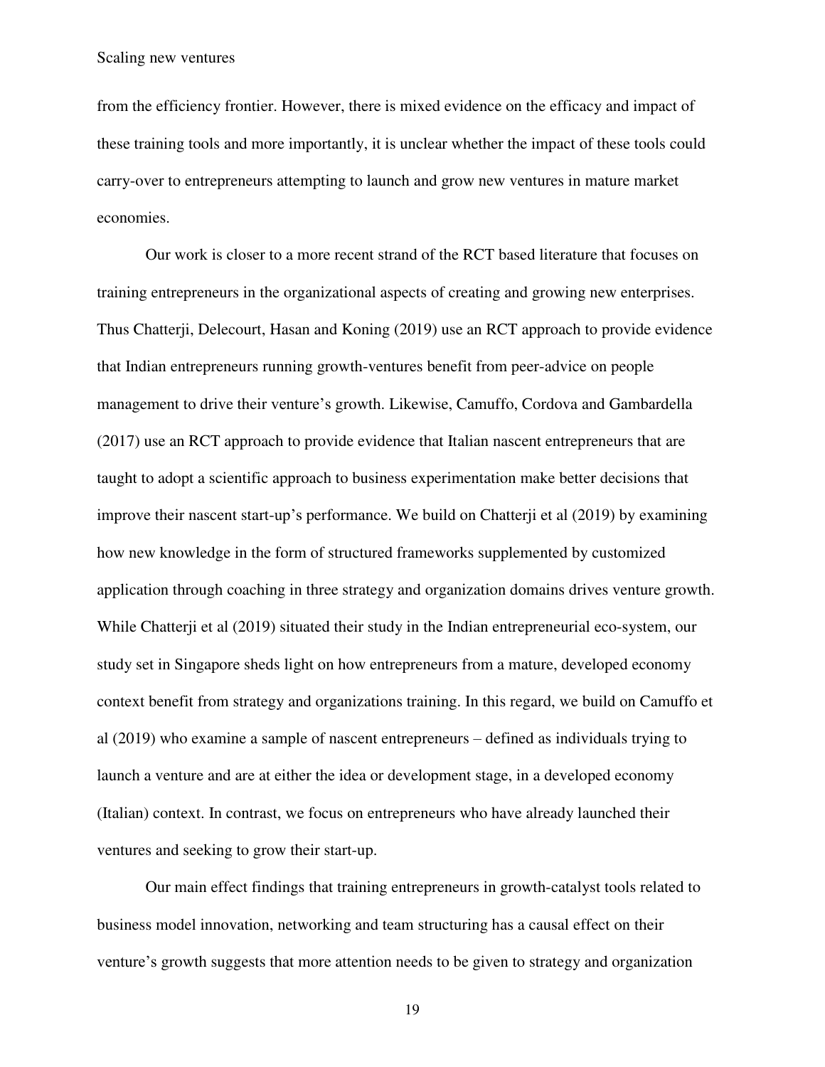from the efficiency frontier. However, there is mixed evidence on the efficacy and impact of these training tools and more importantly, it is unclear whether the impact of these tools could carry-over to entrepreneurs attempting to launch and grow new ventures in mature market economies.

Our work is closer to a more recent strand of the RCT based literature that focuses on training entrepreneurs in the organizational aspects of creating and growing new enterprises. Thus Chatterji, Delecourt, Hasan and Koning (2019) use an RCT approach to provide evidence that Indian entrepreneurs running growth-ventures benefit from peer-advice on people management to drive their venture's growth. Likewise, Camuffo, Cordova and Gambardella (2017) use an RCT approach to provide evidence that Italian nascent entrepreneurs that are taught to adopt a scientific approach to business experimentation make better decisions that improve their nascent start-up's performance. We build on Chatterji et al (2019) by examining how new knowledge in the form of structured frameworks supplemented by customized application through coaching in three strategy and organization domains drives venture growth. While Chatterji et al (2019) situated their study in the Indian entrepreneurial eco-system, our study set in Singapore sheds light on how entrepreneurs from a mature, developed economy context benefit from strategy and organizations training. In this regard, we build on Camuffo et al (2019) who examine a sample of nascent entrepreneurs – defined as individuals trying to launch a venture and are at either the idea or development stage, in a developed economy (Italian) context. In contrast, we focus on entrepreneurs who have already launched their ventures and seeking to grow their start-up.

Our main effect findings that training entrepreneurs in growth-catalyst tools related to business model innovation, networking and team structuring has a causal effect on their venture's growth suggests that more attention needs to be given to strategy and organization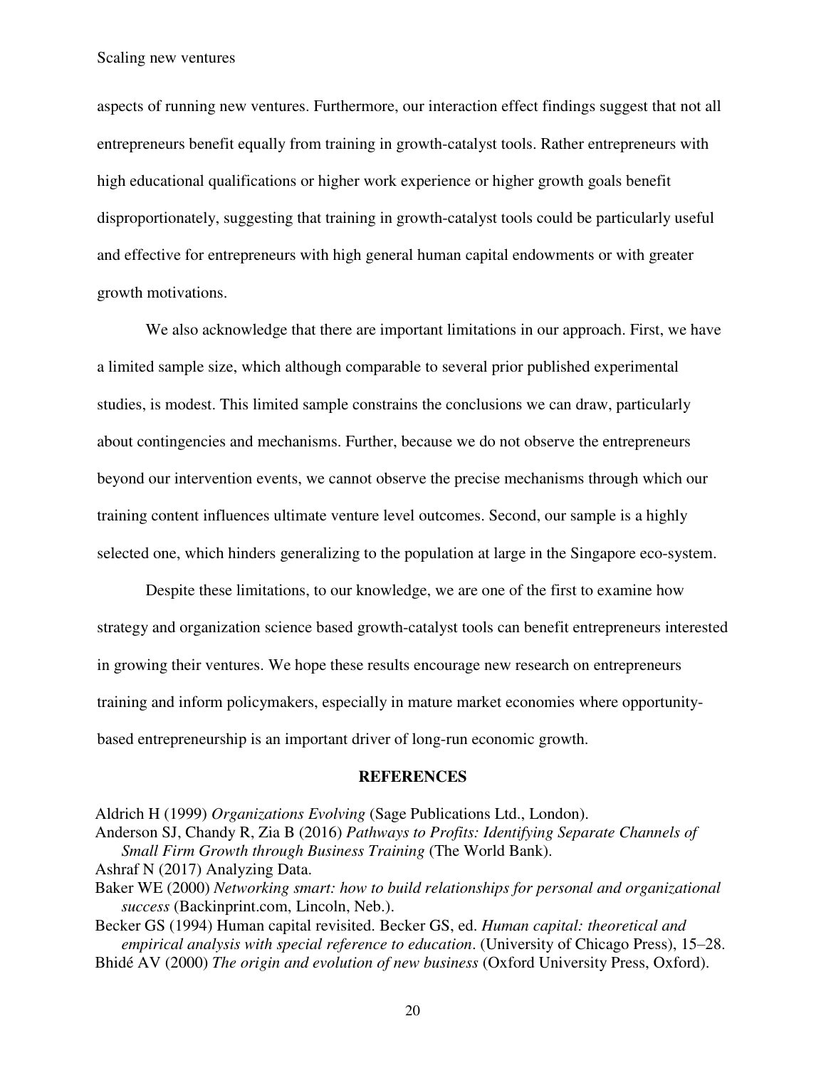aspects of running new ventures. Furthermore, our interaction effect findings suggest that not all entrepreneurs benefit equally from training in growth-catalyst tools. Rather entrepreneurs with high educational qualifications or higher work experience or higher growth goals benefit disproportionately, suggesting that training in growth-catalyst tools could be particularly useful and effective for entrepreneurs with high general human capital endowments or with greater growth motivations.

We also acknowledge that there are important limitations in our approach. First, we have a limited sample size, which although comparable to several prior published experimental studies, is modest. This limited sample constrains the conclusions we can draw, particularly about contingencies and mechanisms. Further, because we do not observe the entrepreneurs beyond our intervention events, we cannot observe the precise mechanisms through which our training content influences ultimate venture level outcomes. Second, our sample is a highly selected one, which hinders generalizing to the population at large in the Singapore eco-system.

Despite these limitations, to our knowledge, we are one of the first to examine how strategy and organization science based growth-catalyst tools can benefit entrepreneurs interested in growing their ventures. We hope these results encourage new research on entrepreneurs training and inform policymakers, especially in mature market economies where opportunity-based entrepreneurship is an important driver of long-run economic growth.

## REFERENCES

Aldrich H (1999) *Organizations Evolving* (Sage Publications Ltd., London).

Anderson SJ, Chandy R, Zia B (2016) *Pathways to Profits: Identifying Separate Channels of Small Firm Growth through Business Training* (The World Bank).

Ashraf N (2017) Analyzing Data.

Baker WE (2000) *Networking smart: how to build relationships for personal and organizational success* (Backinprint.com, Lincoln, Neb.).

Becker GS (1994) Human capital revisited. Becker GS, ed. *Human capital: theoretical and empirical analysis with special reference to education*. (University of Chicago Press), 15–28.

Bhidé AV (2000) *The origin and evolution of new business* (Oxford University Press, Oxford).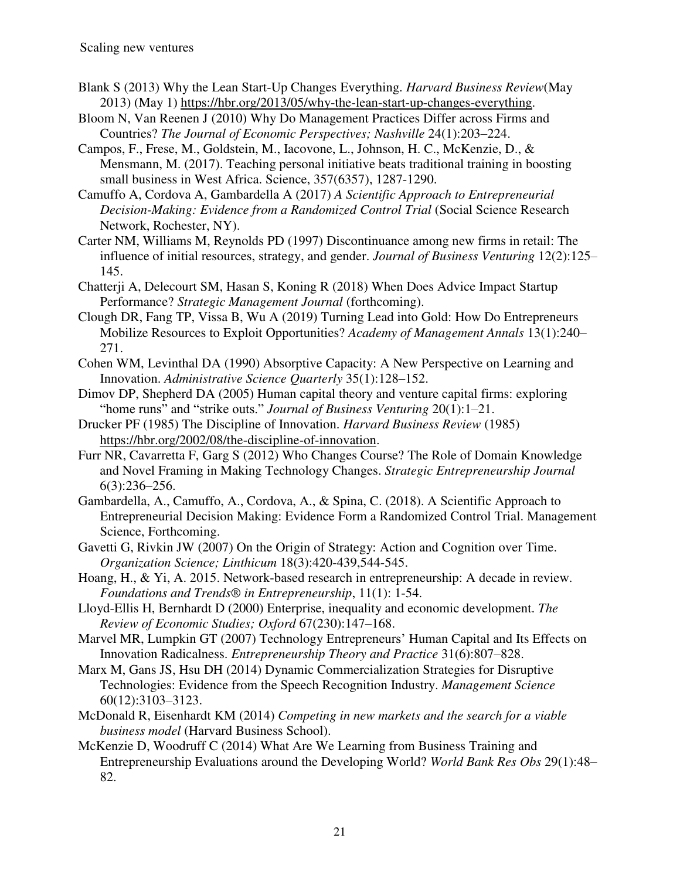Blank S (2013) Why the Lean Start-Up Changes Everything. *Harvard Business Review*(May 2013) (May 1) https://hbr.org/2013/05/why-the-lean-start-up-changes-everything.

Bloom N, Van Reenen J (2010) Why Do Management Practices Differ across Firms and Countries? *The Journal of Economic Perspectives; Nashville* 24(1):203–224.

Campos, F., Frese, M., Goldstein, M., Iacovone, L., Johnson, H. C., McKenzie, D., & Mensmann, M. (2017). Teaching personal initiative beats traditional training in boosting small business in West Africa. Science, 357(6357), 1287-1290.

Camuffo A, Cordova A, Gambardella A (2017) *A Scientific Approach to Entrepreneurial Decision-Making: Evidence from a Randomized Control Trial* (Social Science Research Network, Rochester, NY).

Carter NM, Williams M, Reynolds PD (1997) Discontinuance among new firms in retail: The influence of initial resources, strategy, and gender. *Journal of Business Venturing* 12(2):125–145.

Chatterji A, Delecourt SM, Hasan S, Koning R (2018) When Does Advice Impact Startup Performance? *Strategic Management Journal* (forthcoming).

Clough DR, Fang TP, Vissa B, Wu A (2019) Turning Lead into Gold: How Do Entrepreneurs Mobilize Resources to Exploit Opportunities? *Academy of Management Annals* 13(1):240–271.

Cohen WM, Levinthal DA (1990) Absorptive Capacity: A New Perspective on Learning and Innovation. *Administrative Science Quarterly* 35(1):128–152.

Dimov DP, Shepherd DA (2005) Human capital theory and venture capital firms: exploring "home runs" and "strike outs." *Journal of Business Venturing* 20(1):1–21.

Drucker PF (1985) The Discipline of Innovation. *Harvard Business Review* (1985) https://hbr.org/2002/08/the-discipline-of-innovation.

Furr NR, Cavarretta F, Garg S (2012) Who Changes Course? The Role of Domain Knowledge and Novel Framing in Making Technology Changes. *Strategic Entrepreneurship Journal* 6(3):236–256.

Gambardella, A., Camuffo, A., Cordova, A., & Spina, C. (2018). A Scientific Approach to Entrepreneurial Decision Making: Evidence Form a Randomized Control Trial. Management Science, Forthcoming.

Gavetti G, Rivkin JW (2007) On the Origin of Strategy: Action and Cognition over Time. *Organization Science; Linthicum* 18(3):420-439,544-545.

Hoang, H., & Yi, A. 2015. Network-based research in entrepreneurship: A decade in review. *Foundations and Trends® in Entrepreneurship*, 11(1): 1-54.

Lloyd-Ellis H, Bernhardt D (2000) Enterprise, inequality and economic development. *The Review of Economic Studies; Oxford* 67(230):147–168.

Marvel MR, Lumpkin GT (2007) Technology Entrepreneurs' Human Capital and Its Effects on Innovation Radicalness. *Entrepreneurship Theory and Practice* 31(6):807–828.

Marx M, Gans JS, Hsu DH (2014) Dynamic Commercialization Strategies for Disruptive Technologies: Evidence from the Speech Recognition Industry. *Management Science* 60(12):3103–3123.

McDonald R, Eisenhardt KM (2014) *Competing in new markets and the search for a viable business model* (Harvard Business School).

McKenzie D, Woodruff C (2014) What Are We Learning from Business Training and Entrepreneurship Evaluations around the Developing World? *World Bank Res Obs* 29(1):48–82.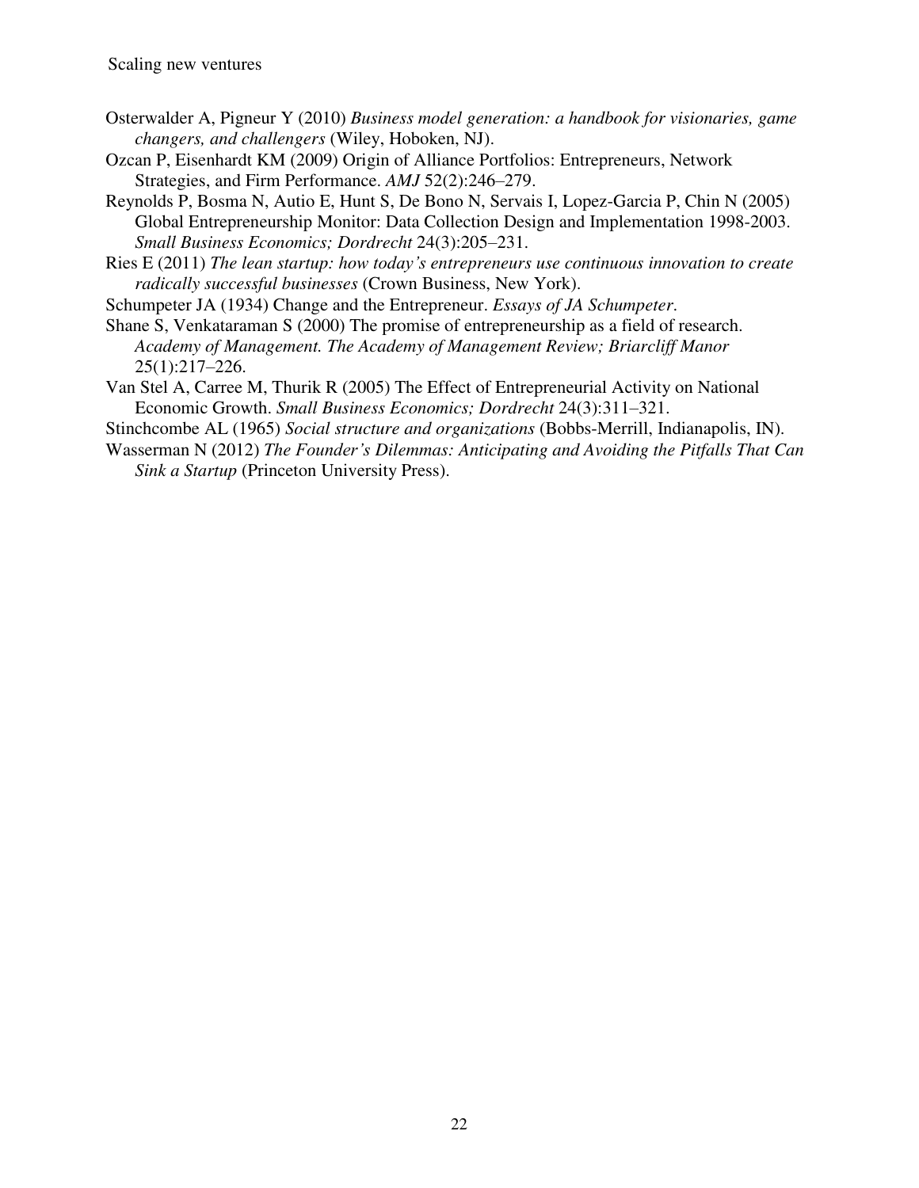Osterwalder A, Pigneur Y (2010) *Business model generation: a handbook for visionaries, game changers, and challengers* (Wiley, Hoboken, NJ).

Ozcan P, Eisenhardt KM (2009) Origin of Alliance Portfolios: Entrepreneurs, Network Strategies, and Firm Performance. *AMJ* 52(2):246–279.

Reynolds P, Bosma N, Autio E, Hunt S, De Bono N, Servais I, Lopez-Garcia P, Chin N (2005) Global Entrepreneurship Monitor: Data Collection Design and Implementation 1998-2003. *Small Business Economics; Dordrecht* 24(3):205–231.

Ries E (2011) *The lean startup: how today's entrepreneurs use continuous innovation to create radically successful businesses* (Crown Business, New York).

Schumpeter JA (1934) Change and the Entrepreneur. *Essays of JA Schumpeter*.

Shane S, Venkataraman S (2000) The promise of entrepreneurship as a field of research. *Academy of Management. The Academy of Management Review; Briarcliff Manor* 25(1):217–226.

Van Stel A, Carree M, Thurik R (2005) The Effect of Entrepreneurial Activity on National Economic Growth. *Small Business Economics; Dordrecht* 24(3):311–321.

Stinchcombe AL (1965) *Social structure and organizations* (Bobbs-Merrill, Indianapolis, IN).

Wasserman N (2012) *The Founder's Dilemmas: Anticipating and Avoiding the Pitfalls That Can Sink a Startup* (Princeton University Press).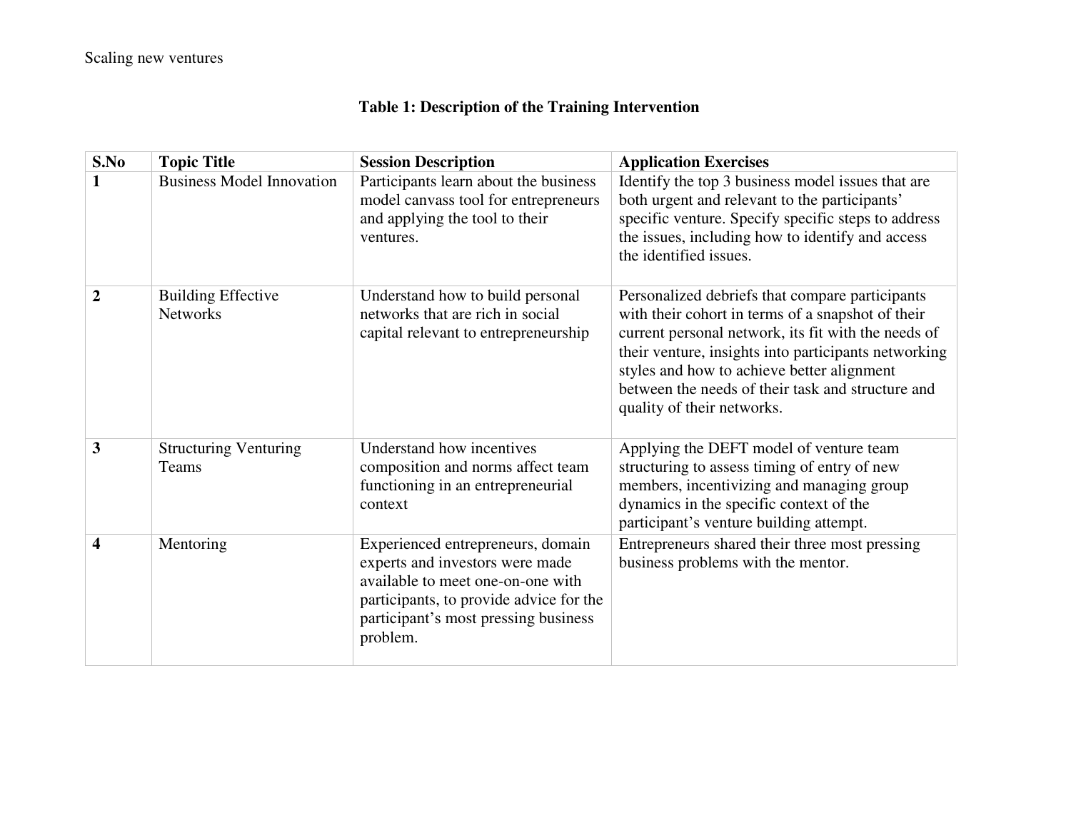**Table 1: Description of the Training Intervention**

| S.No | Topic Title | Session Description | Application Exercises |
|---|---|---|---|
| **1** | Business Model Innovation | Participants learn about the business model canvass tool for entrepreneurs and applying the tool to their ventures. | Identify the top 3 business model issues that are both urgent and relevant to the participants' specific venture. Specify specific steps to address the issues, including how to identify and access the identified issues. |
| **2** | Building Effective Networks | Understand how to build personal networks that are rich in social capital relevant to entrepreneurship | Personalized debriefs that compare participants with their cohort in terms of a snapshot of their current personal network, its fit with the needs of their venture, insights into participants networking styles and how to achieve better alignment between the needs of their task and structure and quality of their networks. |
| **3** | Structuring Venturing Teams | Understand how incentives composition and norms affect team functioning in an entrepreneurial context | Applying the DEFT model of venture team structuring to assess timing of entry of new members, incentivizing and managing group dynamics in the specific context of the participant's venture building attempt. |
| **4** | Mentoring | Experienced entrepreneurs, domain experts and investors were made available to meet one-on-one with participants, to provide advice for the participant's most pressing business problem. | Entrepreneurs shared their three most pressing business problems with the mentor. |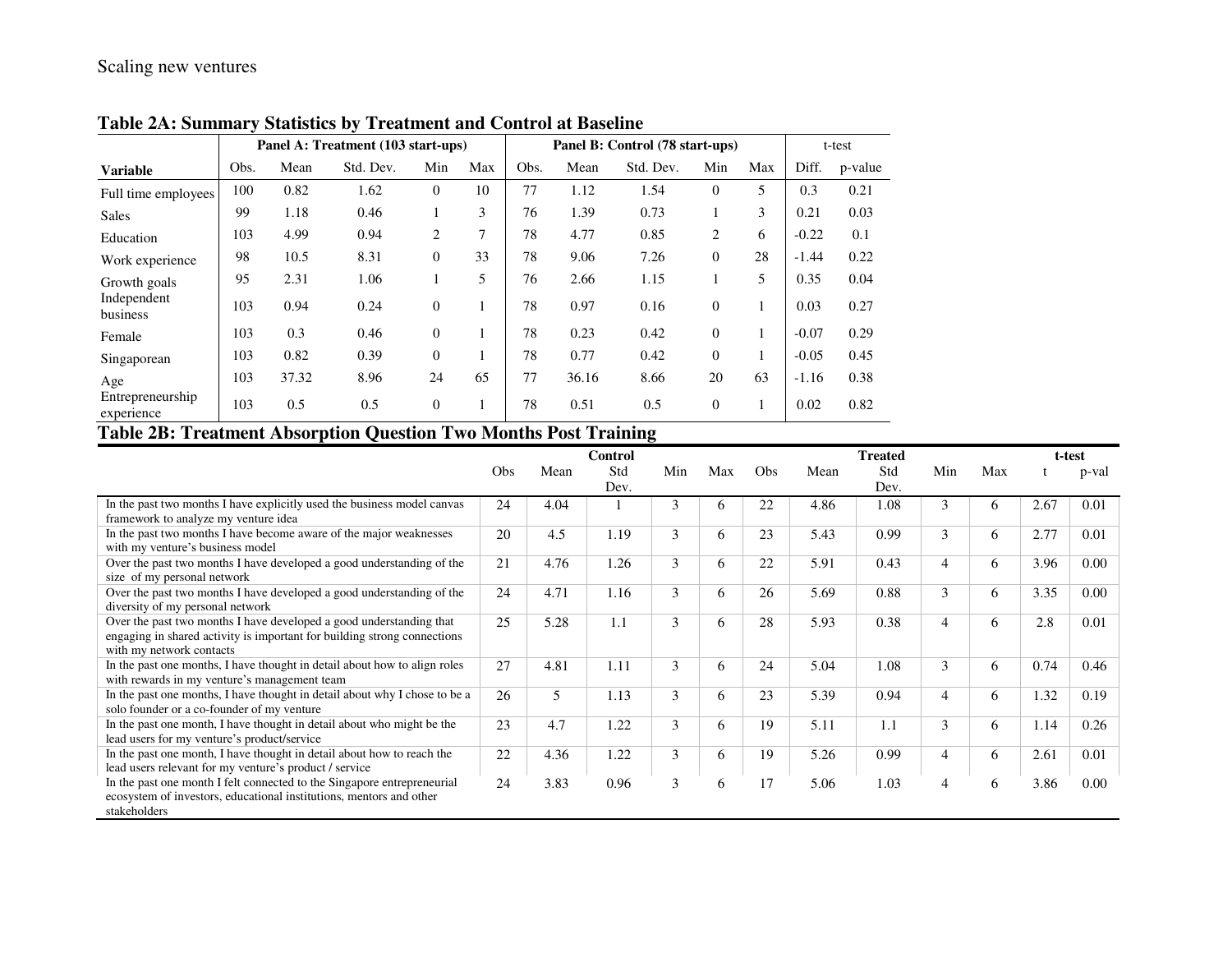**Table 2A: Summary Statistics by Treatment and Control at Baseline**

| | Panel A: Treatment (103 start-ups) | | | | | Panel B: Control (78 start-ups) | | | | | t-test | |
|---|---|---|---|---|---|---|---|---|---|---|---|---|
| **Variable** | Obs. | Mean | Std. Dev. | Min | Max | Obs. | Mean | Std. Dev. | Min | Max | Diff. | p-value |
| Full time employees | 100 | 0.82 | 1.62 | 0 | 10 | 77 | 1.12 | 1.54 | 0 | 5 | 0.3 | 0.21 |
| Sales | 99 | 1.18 | 0.46 | 1 | 3 | 76 | 1.39 | 0.73 | 1 | 3 | 0.21 | 0.03 |
| Education | 103 | 4.99 | 0.94 | 2 | 7 | 78 | 4.77 | 0.85 | 2 | 6 | -0.22 | 0.1 |
| Work experience | 98 | 10.5 | 8.31 | 0 | 33 | 78 | 9.06 | 7.26 | 0 | 28 | -1.44 | 0.22 |
| Growth goals | 95 | 2.31 | 1.06 | 1 | 5 | 76 | 2.66 | 1.15 | 1 | 5 | 0.35 | 0.04 |
| Independent business | 103 | 0.94 | 0.24 | 0 | 1 | 78 | 0.97 | 0.16 | 0 | 1 | 0.03 | 0.27 |
| Female | 103 | 0.3 | 0.46 | 0 | 1 | 78 | 0.23 | 0.42 | 0 | 1 | -0.07 | 0.29 |
| Singaporean | 103 | 0.82 | 0.39 | 0 | 1 | 78 | 0.77 | 0.42 | 0 | 1 | -0.05 | 0.45 |
| Age | 103 | 37.32 | 8.96 | 24 | 65 | 77 | 36.16 | 8.66 | 20 | 63 | -1.16 | 0.38 |
| Entrepreneurship experience | 103 | 0.5 | 0.5 | 0 | 1 | 78 | 0.51 | 0.5 | 0 | 1 | 0.02 | 0.82 |

**Table 2B: Treatment Absorption Question Two Months Post Training**

| | Control | | | | | Treated | | | | | t-test | |
|---|---|---|---|---|---|---|---|---|---|---|---|---|
| | Obs | Mean | Std Dev. | Min | Max | Obs | Mean | Std Dev. | Min | Max | t | p-val |
| In the past two months I have explicitly used the business model canvas framework to analyze my venture idea | 24 | 4.04 | 1 | 3 | 6 | 22 | 4.86 | 1.08 | 3 | 6 | 2.67 | 0.01 |
| In the past two months I have become aware of the major weaknesses with my venture's business model | 20 | 4.5 | 1.19 | 3 | 6 | 23 | 5.43 | 0.99 | 3 | 6 | 2.77 | 0.01 |
| Over the past two months I have developed a good understanding of the size of my personal network | 21 | 4.76 | 1.26 | 3 | 6 | 22 | 5.91 | 0.43 | 4 | 6 | 3.96 | 0.00 |
| Over the past two months I have developed a good understanding of the diversity of my personal network | 24 | 4.71 | 1.16 | 3 | 6 | 26 | 5.69 | 0.88 | 3 | 6 | 3.35 | 0.00 |
| Over the past two months I have developed a good understanding that engaging in shared activity is important for building strong connections with my network contacts | 25 | 5.28 | 1.1 | 3 | 6 | 28 | 5.93 | 0.38 | 4 | 6 | 2.8 | 0.01 |
| In the past one months, I have thought in detail about how to align roles with rewards in my venture's management team | 27 | 4.81 | 1.11 | 3 | 6 | 24 | 5.04 | 1.08 | 3 | 6 | 0.74 | 0.46 |
| In the past one months, I have thought in detail about why I chose to be a solo founder or a co-founder of my venture | 26 | 5 | 1.13 | 3 | 6 | 23 | 5.39 | 0.94 | 4 | 6 | 1.32 | 0.19 |
| In the past one month, I have thought in detail about who might be the lead users for my venture's product/service | 23 | 4.7 | 1.22 | 3 | 6 | 19 | 5.11 | 1.1 | 3 | 6 | 1.14 | 0.26 |
| In the past one month, I have thought in detail about how to reach the lead users relevant for my venture's product / service | 22 | 4.36 | 1.22 | 3 | 6 | 19 | 5.26 | 0.99 | 4 | 6 | 2.61 | 0.01 |
| In the past one month I felt connected to the Singapore entrepreneurial ecosystem of investors, educational institutions, mentors and other stakeholders | 24 | 3.83 | 0.96 | 3 | 6 | 17 | 5.06 | 1.03 | 4 | 6 | 3.86 | 0.00 |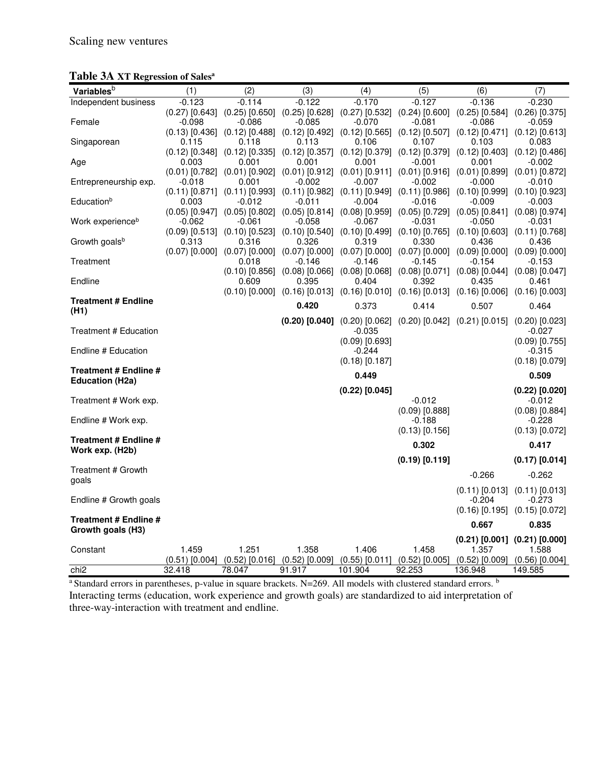**Table 3A XT Regression of Sales[a]**

| Variables[b] | (1) | (2) | (3) | (4) | (5) | (6) | (7) |
|---|---|---|---|---|---|---|---|
| Independent business | -0.123 | -0.114 | -0.122 | -0.170 | -0.127 | -0.136 | -0.230 |
| | (0.27) [0.643] | (0.25) [0.650] | (0.25) [0.628] | (0.27) [0.532] | (0.24) [0.600] | (0.25) [0.584] | (0.26) [0.375] |
| Female | -0.098 | -0.086 | -0.085 | -0.070 | -0.081 | -0.086 | -0.059 |
| | (0.13) [0.436] | (0.12) [0.488] | (0.12) [0.492] | (0.12) [0.565] | (0.12) [0.507] | (0.12) [0.471] | (0.12) [0.613] |
| Singaporean | 0.115 | 0.118 | 0.113 | 0.106 | 0.107 | 0.103 | 0.083 |
| | (0.12) [0.348] | (0.12) [0.335] | (0.12) [0.357] | (0.12) [0.379] | (0.12) [0.379] | (0.12) [0.403] | (0.12) [0.486] |
| Age | 0.003 | 0.001 | 0.001 | 0.001 | -0.001 | 0.001 | -0.002 |
| | (0.01) [0.782] | (0.01) [0.902] | (0.01) [0.912] | (0.01) [0.911] | (0.01) [0.916] | (0.01) [0.899] | (0.01) [0.872] |
| Entrepreneurship exp. | -0.018 | 0.001 | -0.002 | -0.007 | -0.002 | -0.000 | -0.010 |
| | (0.11) [0.871] | (0.11) [0.993] | (0.11) [0.982] | (0.11) [0.949] | (0.11) [0.986] | (0.10) [0.999] | (0.10) [0.923] |
| Education[b] | 0.003 | -0.012 | -0.011 | -0.004 | -0.016 | -0.009 | -0.003 |
| | (0.05) [0.947] | (0.05) [0.802] | (0.05) [0.814] | (0.08) [0.959] | (0.05) [0.729] | (0.05) [0.841] | (0.08) [0.974] |
| Work experience[b] | -0.062 | -0.061 | -0.058 | -0.067 | -0.031 | -0.050 | -0.031 |
| | (0.09) [0.513] | (0.10) [0.523] | (0.10) [0.540] | (0.10) [0.499] | (0.10) [0.765] | (0.10) [0.603] | (0.11) [0.768] |
| Growth goals[b] | 0.313 | 0.316 | 0.326 | 0.319 | 0.330 | 0.436 | 0.436 |
| | (0.07) [0.000] | (0.07) [0.000] | (0.07) [0.000] | (0.07) [0.000] | (0.07) [0.000] | (0.09) [0.000] | (0.09) [0.000] |
| Treatment | | 0.018 | -0.146 | -0.146 | -0.145 | -0.154 | -0.153 |
| | | (0.10) [0.856] | (0.08) [0.066] | (0.08) [0.068] | (0.08) [0.071] | (0.08) [0.044] | (0.08) [0.047] |
| Endline | | 0.609 | 0.395 | 0.404 | 0.392 | 0.435 | 0.461 |
| | | (0.10) [0.000] | (0.16) [0.013] | (0.16) [0.010] | (0.16) [0.013] | (0.16) [0.006] | (0.16) [0.003] |
| **Treatment # Endline (H1)** | | | **0.420** | 0.373 | 0.414 | 0.507 | 0.464 |
| | | | **(0.20) [0.040]** | (0.20) [0.062] | (0.20) [0.042] | (0.21) [0.015] | (0.20) [0.023] |
| Treatment # Education | | | | -0.035 | | | -0.027 |
| | | | | (0.09) [0.693] | | | (0.09) [0.755] |
| Endline # Education | | | | -0.244 | | | -0.315 |
| | | | | (0.18) [0.187] | | | (0.18) [0.079] |
| **Treatment # Endline # Education (H2a)** | | | | **0.449** | | | **0.509** |
| | | | | **(0.22) [0.045]** | | | **(0.22) [0.020]** |
| Treatment # Work exp. | | | | | -0.012 | | -0.012 |
| | | | | | (0.09) [0.888] | | (0.08) [0.884] |
| Endline # Work exp. | | | | | -0.188 | | -0.228 |
| | | | | | (0.13) [0.156] | | (0.13) [0.072] |
| **Treatment # Endline # Work exp. (H2b)** | | | | | **0.302** | | **0.417** |
| | | | | | **(0.19) [0.119]** | | **(0.17) [0.014]** |
| Treatment # Growth goals | | | | | | -0.266 | -0.262 |
| | | | | | | (0.11) [0.013] | (0.11) [0.013] |
| Endline # Growth goals | | | | | | -0.204 | -0.273 |
| | | | | | | (0.16) [0.195] | (0.15) [0.072] |
| **Treatment # Endline # Growth goals (H3)** | | | | | | **0.667** | **0.835** |
| | | | | | | **(0.21) [0.001]** | **(0.21) [0.000]** |
| Constant | 1.459 | 1.251 | 1.358 | 1.406 | 1.458 | 1.357 | 1.588 |
| | (0.51) [0.004] | (0.52) [0.016] | (0.52) [0.009] | (0.55) [0.011] | (0.52) [0.005] | (0.52) [0.009] | (0.56) [0.004] |
| chi2 | 32.418 | 78.047 | 91.917 | 101.904 | 92.253 | 136.948 | 149.585 |

[a] Standard errors in parentheses, p-value in square brackets. N=269. All models with clustered standard errors. [b] Interacting terms (education, work experience and growth goals) are standardized to aid interpretation of three-way-interaction with treatment and endline.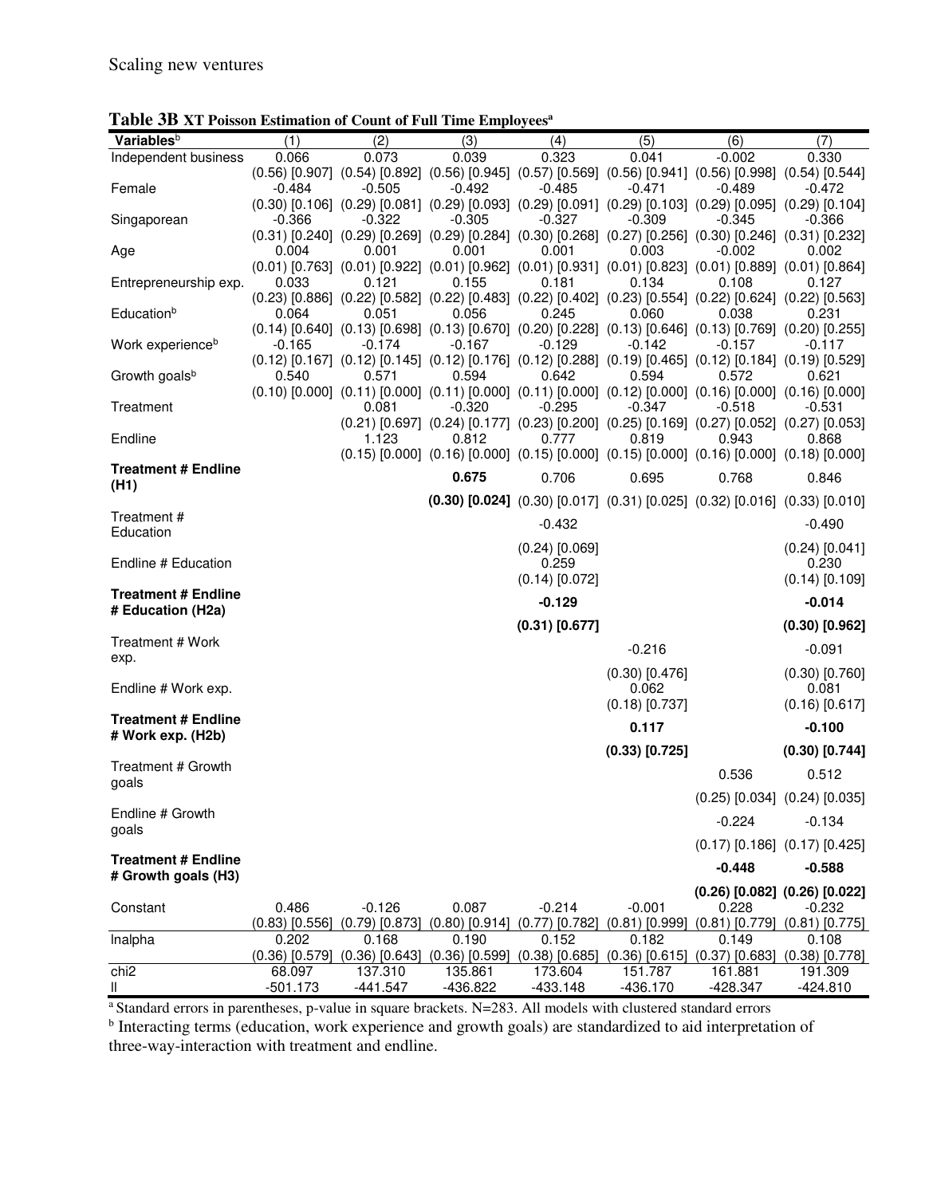**Table 3B XT Poisson Estimation of Count of Full Time Employees**[a]

| Variables[b] | (1) | (2) | (3) | (4) | (5) | (6) | (7) |
|---|---|---|---|---|---|---|---|
| Independent business | 0.066 | 0.073 | 0.039 | 0.323 | 0.041 | -0.002 | 0.330 |
| | (0.56) [0.907] | (0.54) [0.892] | (0.56) [0.945] | (0.57) [0.569] | (0.56) [0.941] | (0.56) [0.998] | (0.54) [0.544] |
| Female | -0.484 | -0.505 | -0.492 | -0.485 | -0.471 | -0.489 | -0.472 |
| | (0.30) [0.106] | (0.29) [0.081] | (0.29) [0.093] | (0.29) [0.091] | (0.29) [0.103] | (0.29) [0.095] | (0.29) [0.104] |
| Singaporean | -0.366 | -0.322 | -0.305 | -0.327 | -0.309 | -0.345 | -0.366 |
| | (0.31) [0.240] | (0.29) [0.269] | (0.29) [0.284] | (0.30) [0.268] | (0.27) [0.256] | (0.30) [0.246] | (0.31) [0.232] |
| Age | 0.004 | 0.001 | 0.001 | 0.001 | 0.003 | -0.002 | 0.002 |
| | (0.01) [0.763] | (0.01) [0.922] | (0.01) [0.962] | (0.01) [0.931] | (0.01) [0.823] | (0.01) [0.889] | (0.01) [0.864] |
| Entrepreneurship exp. | 0.033 | 0.121 | 0.155 | 0.181 | 0.134 | 0.108 | 0.127 |
| | (0.23) [0.886] | (0.22) [0.582] | (0.22) [0.483] | (0.22) [0.402] | (0.23) [0.554] | (0.22) [0.624] | (0.22) [0.563] |
| Education[b] | 0.064 | 0.051 | 0.056 | 0.245 | 0.060 | 0.038 | 0.231 |
| | (0.14) [0.640] | (0.13) [0.698] | (0.13) [0.670] | (0.20) [0.228] | (0.13) [0.646] | (0.13) [0.769] | (0.20) [0.255] |
| Work experience[b] | -0.165 | -0.174 | -0.167 | -0.129 | -0.142 | -0.157 | -0.117 |
| | (0.12) [0.167] | (0.12) [0.145] | (0.12) [0.176] | (0.12) [0.288] | (0.19) [0.465] | (0.12) [0.184] | (0.19) [0.529] |
| Growth goals[b] | 0.540 | 0.571 | 0.594 | 0.642 | 0.594 | 0.572 | 0.621 |
| | (0.10) [0.000] | (0.11) [0.000] | (0.11) [0.000] | (0.11) [0.000] | (0.12) [0.000] | (0.16) [0.000] | (0.16) [0.000] |
| Treatment | | 0.081 | -0.320 | -0.295 | -0.347 | -0.518 | -0.531 |
| | | (0.21) [0.697] | (0.24) [0.177] | (0.23) [0.200] | (0.25) [0.169] | (0.27) [0.052] | (0.27) [0.053] |
| Endline | | 1.123 | 0.812 | 0.777 | 0.819 | 0.943 | 0.868 |
| | | (0.15) [0.000] | (0.16) [0.000] | (0.15) [0.000] | (0.15) [0.000] | (0.16) [0.000] | (0.18) [0.000] |
| **Treatment # Endline (H1)** | | | **0.675** | 0.706 | 0.695 | 0.768 | 0.846 |
| | | | **(0.30) [0.024]** | (0.30) [0.017] | (0.31) [0.025] | (0.32) [0.016] | (0.33) [0.010] |
| Treatment # Education | | | | -0.432 | | | -0.490 |
| | | | | (0.24) [0.069] | | | (0.24) [0.041] |
| Endline # Education | | | | 0.259 | | | 0.230 |
| | | | | (0.14) [0.072] | | | (0.14) [0.109] |
| **Treatment # Endline # Education (H2a)** | | | | **-0.129** | | | **-0.014** |
| | | | | **(0.31) [0.677]** | | | **(0.30) [0.962]** |
| Treatment # Work exp. | | | | | -0.216 | | -0.091 |
| | | | | | (0.30) [0.476] | | (0.30) [0.760] |
| Endline # Work exp. | | | | | 0.062 | | 0.081 |
| | | | | | (0.18) [0.737] | | (0.16) [0.617] |
| **Treatment # Endline # Work exp. (H2b)** | | | | | **0.117** | | **-0.100** |
| | | | | | **(0.33) [0.725]** | | **(0.30) [0.744]** |
| Treatment # Growth goals | | | | | | 0.536 | 0.512 |
| | | | | | | (0.25) [0.034] | (0.24) [0.035] |
| Endline # Growth goals | | | | | | -0.224 | -0.134 |
| | | | | | | (0.17) [0.186] | (0.17) [0.425] |
| **Treatment # Endline # Growth goals (H3)** | | | | | | **-0.448** | **-0.588** |
| | | | | | | **(0.26) [0.082]** | **(0.26) [0.022]** |
| Constant | 0.486 | -0.126 | 0.087 | -0.214 | -0.001 | 0.228 | -0.232 |
| | (0.83) [0.556] | (0.79) [0.873] | (0.80) [0.914] | (0.77) [0.782] | (0.81) [0.999] | (0.81) [0.779] | (0.81) [0.775] |
| lnalpha | 0.202 | 0.168 | 0.190 | 0.152 | 0.182 | 0.149 | 0.108 |
| | (0.36) [0.579] | (0.36) [0.643] | (0.36) [0.599] | (0.38) [0.685] | (0.36) [0.615] | (0.37) [0.683] | (0.38) [0.778] |
| chi2 | 68.097 | 137.310 | 135.861 | 173.604 | 151.787 | 161.881 | 191.309 |
| ll | -501.173 | -441.547 | -436.822 | -433.148 | -436.170 | -428.347 | -424.810 |

[a] Standard errors in parentheses, p-value in square brackets. N=283. All models with clustered standard errors

[b] Interacting terms (education, work experience and growth goals) are standardized to aid interpretation of three-way-interaction with treatment and endline.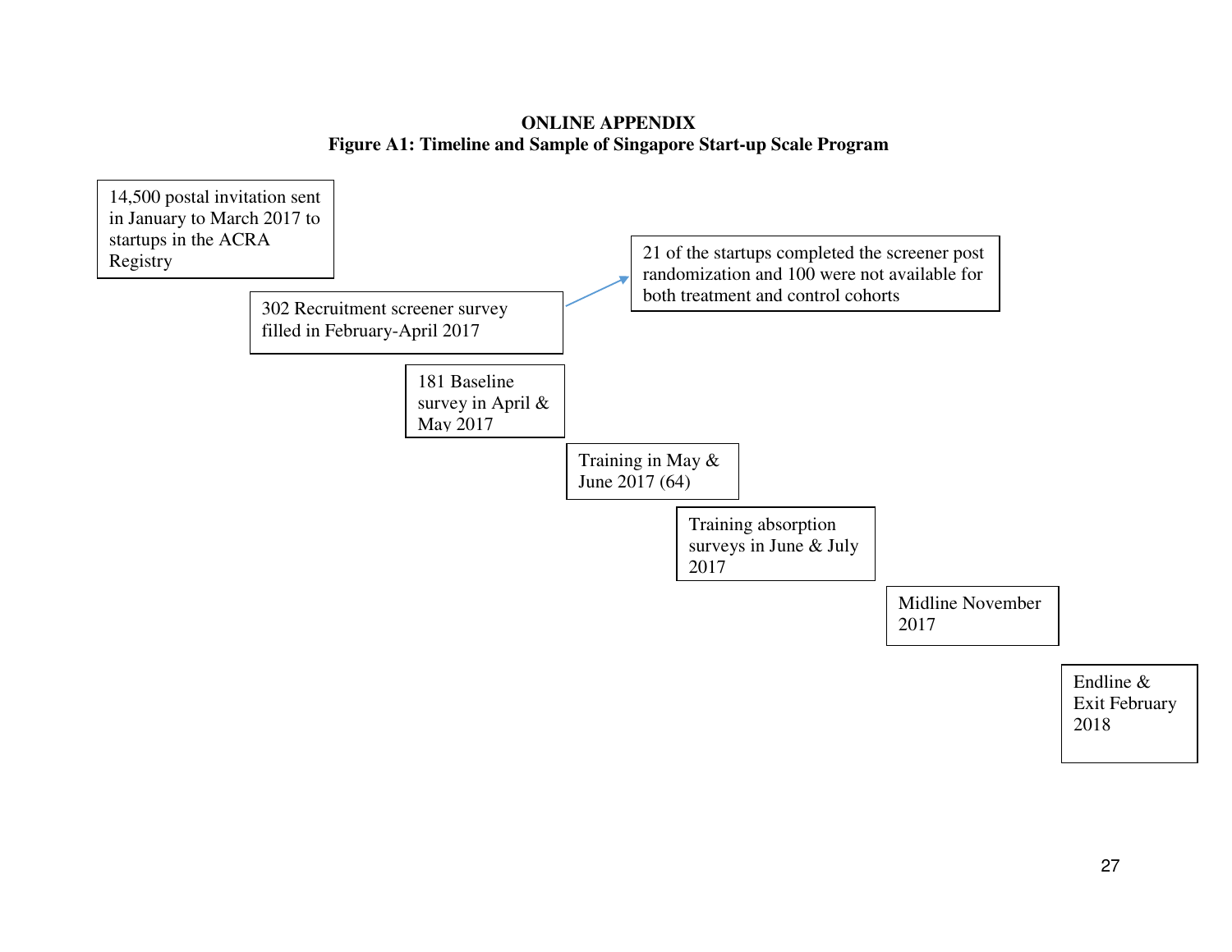**ONLINE APPENDIX**

**Figure A1: Timeline and Sample of Singapore Start-up Scale Program**

14,500 postal invitation sent in January to March 2017 to startups in the ACRA Registry

302 Recruitment screener survey filled in February-April 2017

21 of the startups completed the screener post randomization and 100 were not available for both treatment and control cohorts

181 Baseline survey in April & May 2017

Training in May & June 2017 (64)

Training absorption surveys in June & July 2017

Midline November 2017

Endline & Exit February 2018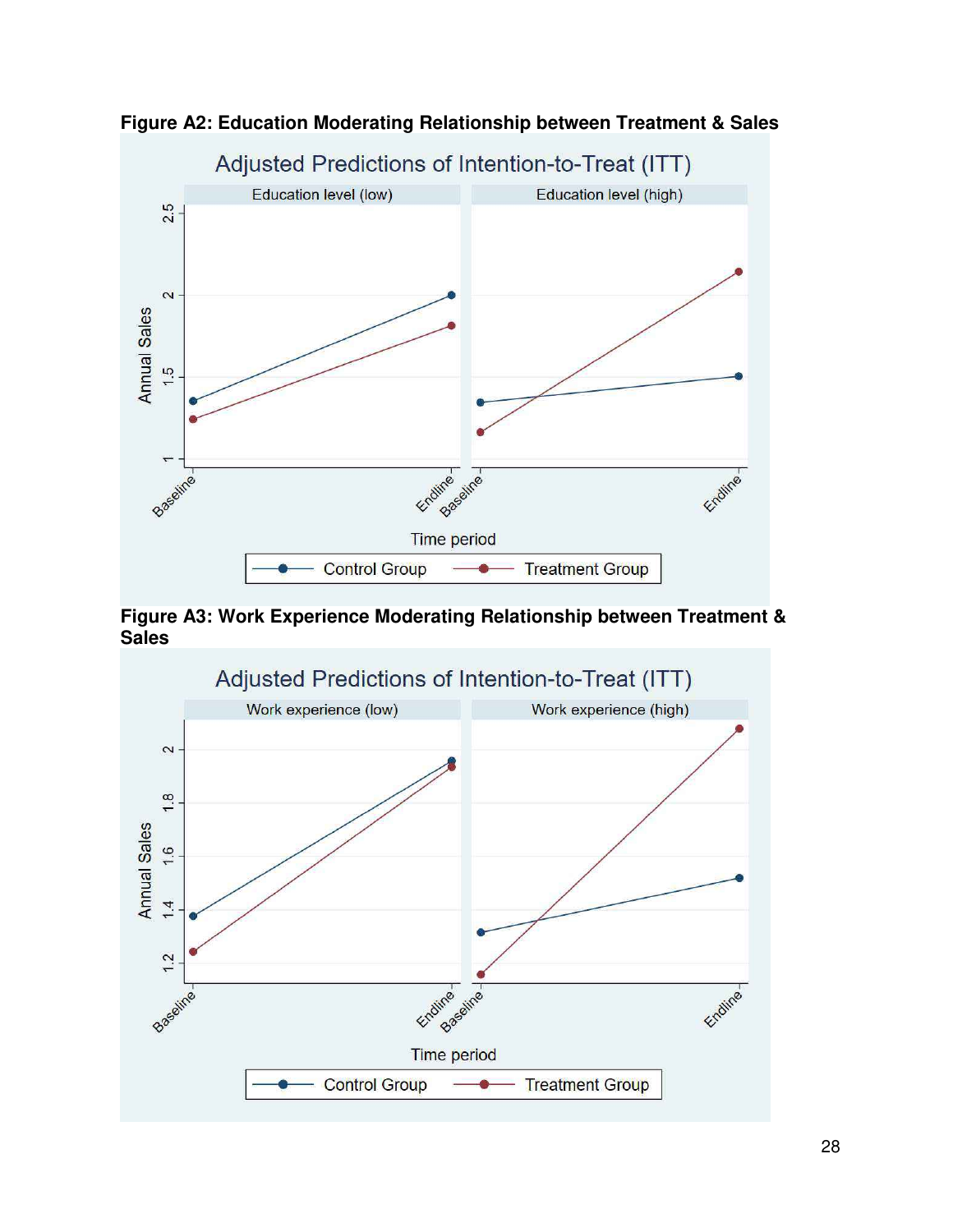**Figure A2: Education Moderating Relationship between Treatment & Sales**

**Figure A3: Work Experience Moderating Relationship between Treatment & Sales**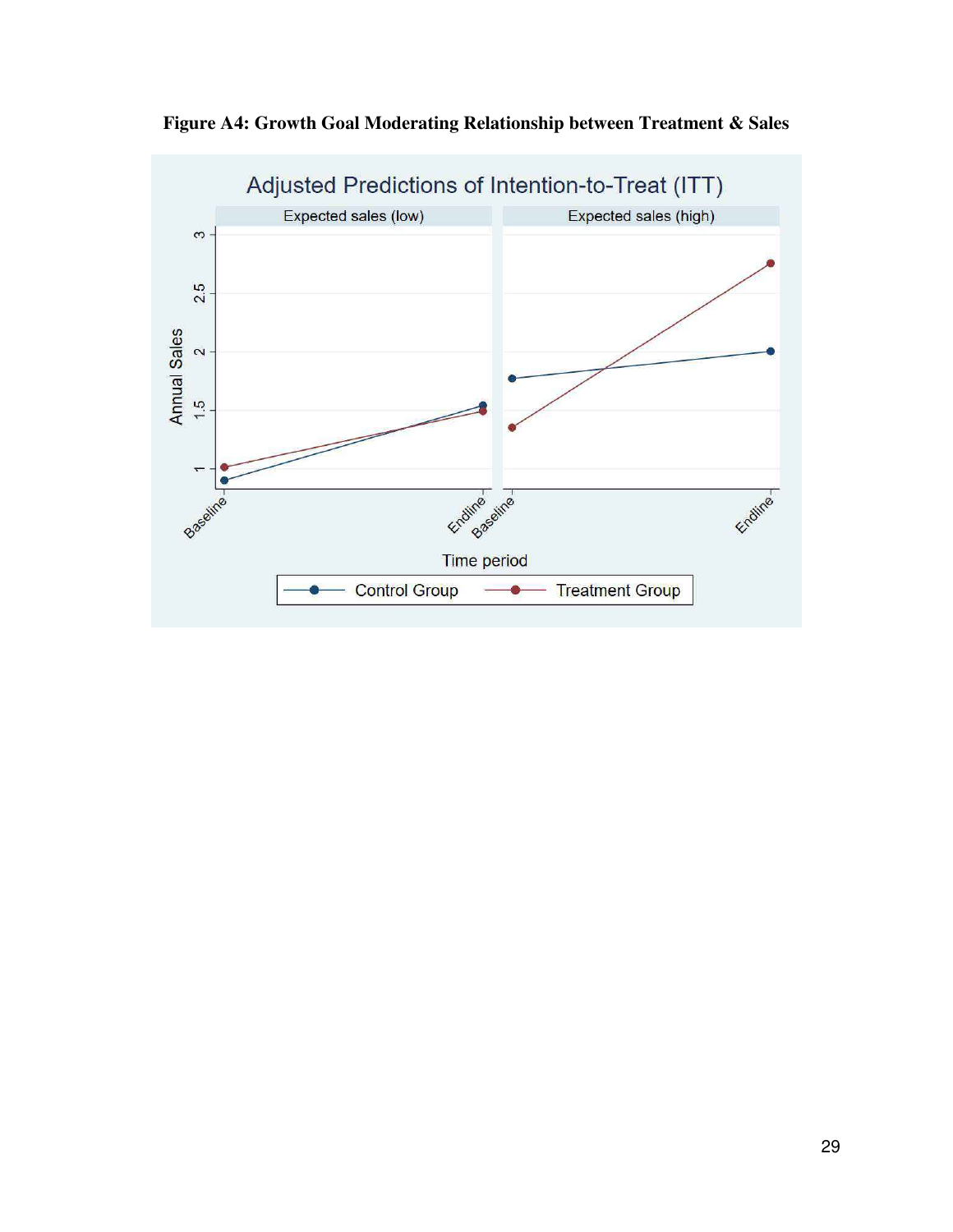**Figure A4: Growth Goal Moderating Relationship between Treatment & Sales**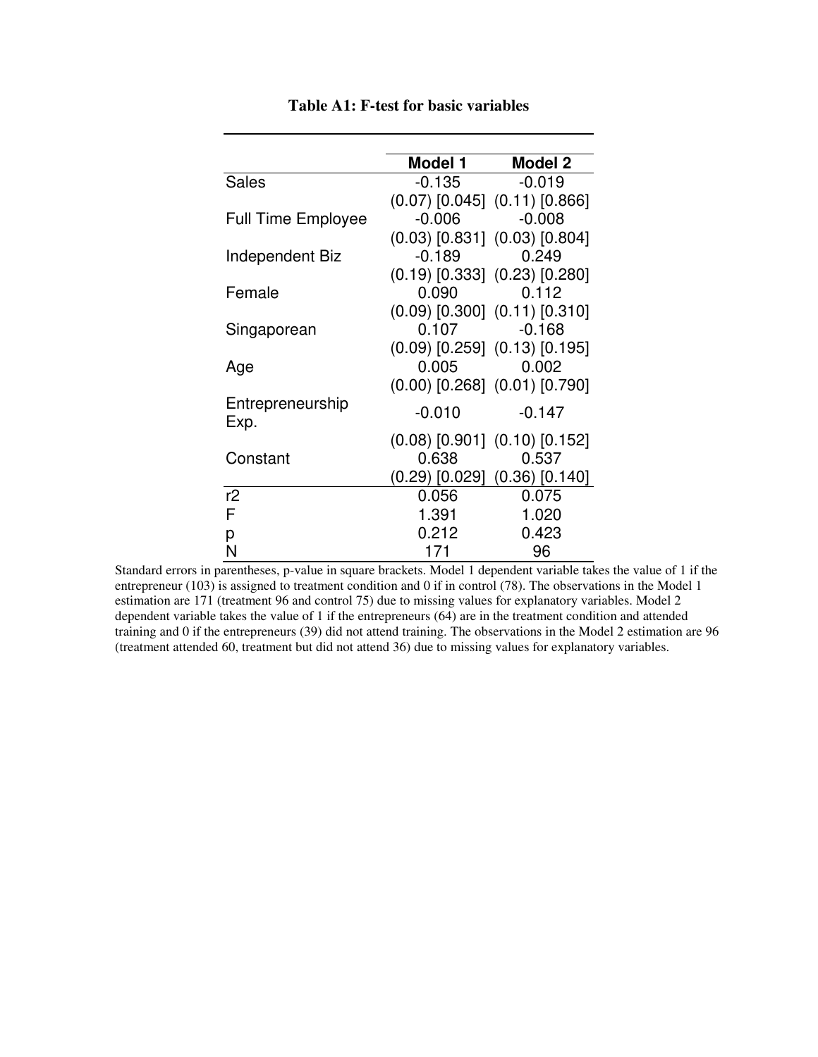**Table A1: F-test for basic variables**

| | Model 1 | Model 2 |
|---|---|---|
| Sales | -0.135 | -0.019 |
| | (0.07) [0.045] | (0.11) [0.866] |
| Full Time Employee | -0.006 | -0.008 |
| | (0.03) [0.831] | (0.03) [0.804] |
| Independent Biz | -0.189 | 0.249 |
| | (0.19) [0.333] | (0.23) [0.280] |
| Female | 0.090 | 0.112 |
| | (0.09) [0.300] | (0.11) [0.310] |
| Singaporean | 0.107 | -0.168 |
| | (0.09) [0.259] | (0.13) [0.195] |
| Age | 0.005 | 0.002 |
| | (0.00) [0.268] | (0.01) [0.790] |
| Entrepreneurship Exp. | -0.010 | -0.147 |
| | (0.08) [0.901] | (0.10) [0.152] |
| Constant | 0.638 | 0.537 |
| | (0.29) [0.029] | (0.36) [0.140] |
| r2 | 0.056 | 0.075 |
| F | 1.391 | 1.020 |
| p | 0.212 | 0.423 |
| N | 171 | 96 |

Standard errors in parentheses, p-value in square brackets. Model 1 dependent variable takes the value of 1 if the entrepreneur (103) is assigned to treatment condition and 0 if in control (78). The observations in the Model 1 estimation are 171 (treatment 96 and control 75) due to missing values for explanatory variables. Model 2 dependent variable takes the value of 1 if the entrepreneurs (64) are in the treatment condition and attended training and 0 if the entrepreneurs (39) did not attend training. The observations in the Model 2 estimation are 96 (treatment attended 60, treatment but did not attend 36) due to missing values for explanatory variables.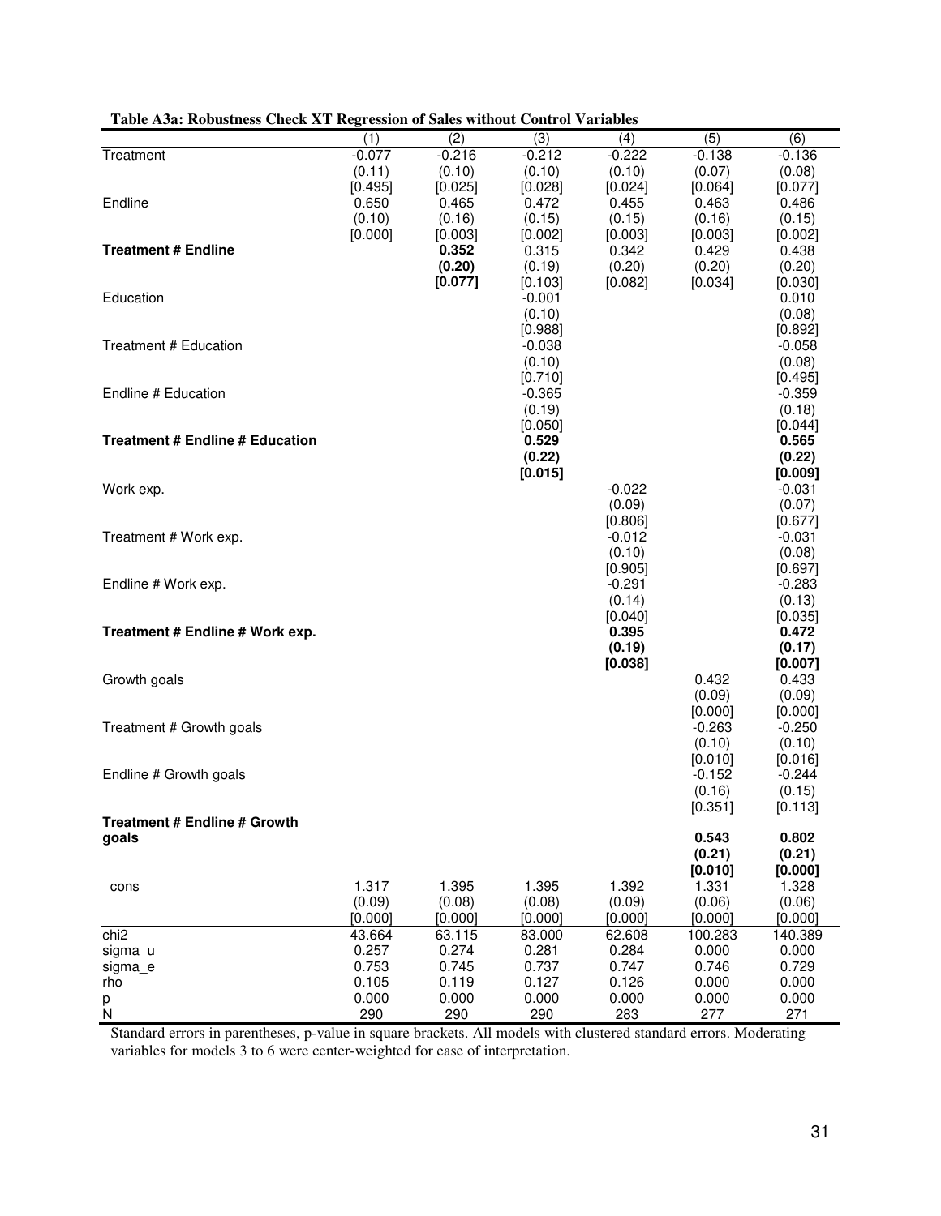**Table A3a: Robustness Check XT Regression of Sales without Control Variables**

| | (1) | (2) | (3) | (4) | (5) | (6) |
|---|---|---|---|---|---|---|
| Treatment | -0.077 | -0.216 | -0.212 | -0.222 | -0.138 | -0.136 |
| | (0.11) | (0.10) | (0.10) | (0.10) | (0.07) | (0.08) |
| | [0.495] | [0.025] | [0.028] | [0.024] | [0.064] | [0.077] |
| Endline | 0.650 | 0.465 | 0.472 | 0.455 | 0.463 | 0.486 |
| | (0.10) | (0.16) | (0.15) | (0.15) | (0.16) | (0.15) |
| | [0.000] | [0.003] | [0.002] | [0.003] | [0.003] | [0.002] |
| **Treatment # Endline** | | **0.352** | 0.315 | 0.342 | 0.429 | 0.438 |
| | | **(0.20)** | (0.19) | (0.20) | (0.20) | (0.20) |
| | | **[0.077]** | [0.103] | [0.082] | [0.034] | [0.030] |
| Education | | | -0.001 | | | 0.010 |
| | | | (0.10) | | | (0.08) |
| | | | [0.988] | | | [0.892] |
| Treatment # Education | | | -0.038 | | | -0.058 |
| | | | (0.10) | | | (0.08) |
| | | | [0.710] | | | [0.495] |
| Endline # Education | | | -0.365 | | | -0.359 |
| | | | (0.19) | | | (0.18) |
| | | | [0.050] | | | [0.044] |
| **Treatment # Endline # Education** | | | **0.529** | | | **0.565** |
| | | | **(0.22)** | | | **(0.22)** |
| | | | **[0.015]** | | | **[0.009]** |
| Work exp. | | | | -0.022 | | -0.031 |
| | | | | (0.09) | | (0.07) |
| | | | | [0.806] | | [0.677] |
| Treatment # Work exp. | | | | -0.012 | | -0.031 |
| | | | | (0.10) | | (0.08) |
| | | | | [0.905] | | [0.697] |
| Endline # Work exp. | | | | -0.291 | | -0.283 |
| | | | | (0.14) | | (0.13) |
| | | | | [0.040] | | [0.035] |
| **Treatment # Endline # Work exp.** | | | | **0.395** | | **0.472** |
| | | | | **(0.19)** | | **(0.17)** |
| | | | | **[0.038]** | | **[0.007]** |
| Growth goals | | | | | 0.432 | 0.433 |
| | | | | | (0.09) | (0.09) |
| | | | | | [0.000] | [0.000] |
| Treatment # Growth goals | | | | | -0.263 | -0.250 |
| | | | | | (0.10) | (0.10) |
| | | | | | [0.010] | [0.016] |
| Endline # Growth goals | | | | | -0.152 | -0.244 |
| | | | | | (0.16) | (0.15) |
| | | | | | [0.351] | [0.113] |
| **Treatment # Endline # Growth goals** | | | | | **0.543** | **0.802** |
| | | | | | **(0.21)** | **(0.21)** |
| | | | | | **[0.010]** | **[0.000]** |
| _cons | 1.317 | 1.395 | 1.395 | 1.392 | 1.331 | 1.328 |
| | (0.09) | (0.08) | (0.08) | (0.09) | (0.06) | (0.06) |
| | [0.000] | [0.000] | [0.000] | [0.000] | [0.000] | [0.000] |
| chi2 | 43.664 | 63.115 | 83.000 | 62.608 | 100.283 | 140.389 |
| sigma_u | 0.257 | 0.274 | 0.281 | 0.284 | 0.000 | 0.000 |
| sigma_e | 0.753 | 0.745 | 0.737 | 0.747 | 0.746 | 0.729 |
| rho | 0.105 | 0.119 | 0.127 | 0.126 | 0.000 | 0.000 |
| p | 0.000 | 0.000 | 0.000 | 0.000 | 0.000 | 0.000 |
| N | 290 | 290 | 290 | 283 | 277 | 271 |

Standard errors in parentheses, p-value in square brackets. All models with clustered standard errors. Moderating variables for models 3 to 6 were center-weighted for ease of interpretation.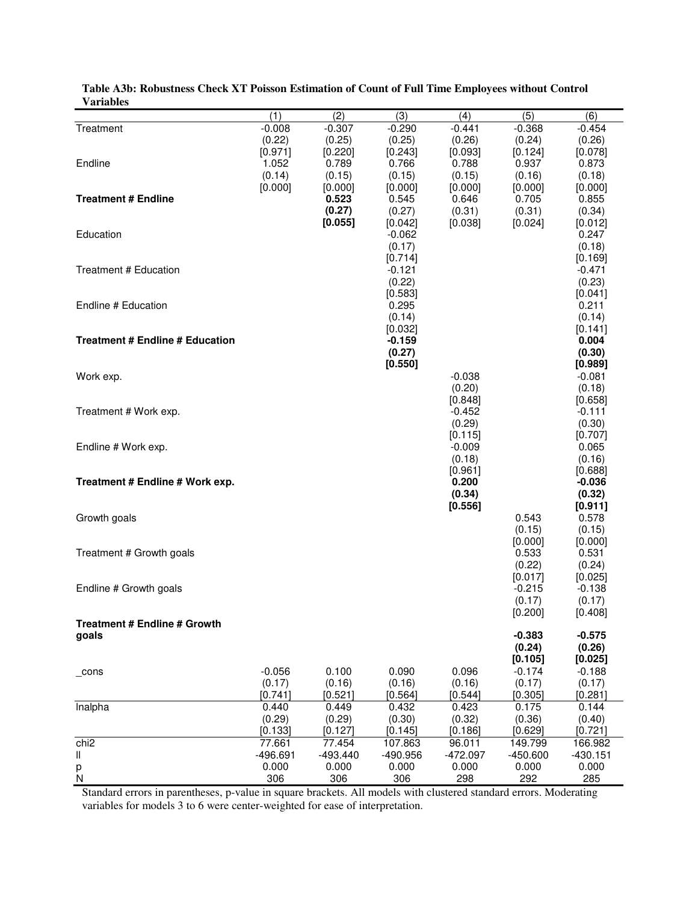**Table A3b: Robustness Check XT Poisson Estimation of Count of Full Time Employees without Control Variables**

| | (1) | (2) | (3) | (4) | (5) | (6) |
|---|---|---|---|---|---|---|
| Treatment | -0.008 | -0.307 | -0.290 | -0.441 | -0.368 | -0.454 |
| | (0.22) | (0.25) | (0.25) | (0.26) | (0.24) | (0.26) |
| | [0.971] | [0.220] | [0.243] | [0.093] | [0.124] | [0.078] |
| Endline | 1.052 | 0.789 | 0.766 | 0.788 | 0.937 | 0.873 |
| | (0.14) | (0.15) | (0.15) | (0.15) | (0.16) | (0.18) |
| | [0.000] | [0.000] | [0.000] | [0.000] | [0.000] | [0.000] |
| **Treatment # Endline** | | **0.523** | 0.545 | 0.646 | 0.705 | 0.855 |
| | | **(0.27)** | (0.27) | (0.31) | (0.31) | (0.34) |
| | | **[0.055]** | [0.042] | [0.038] | [0.024] | [0.012] |
| Education | | | -0.062 | | | 0.247 |
| | | | (0.17) | | | (0.18) |
| | | | [0.714] | | | [0.169] |
| Treatment # Education | | | -0.121 | | | -0.471 |
| | | | (0.22) | | | (0.23) |
| | | | [0.583] | | | [0.041] |
| Endline # Education | | | 0.295 | | | 0.211 |
| | | | (0.14) | | | (0.14) |
| | | | [0.032] | | | [0.141] |
| **Treatment # Endline # Education** | | | **-0.159** | | | **0.004** |
| | | | **(0.27)** | | | **(0.30)** |
| | | | **[0.550]** | | | **[0.989]** |
| Work exp. | | | | -0.038 | | -0.081 |
| | | | | (0.20) | | (0.18) |
| | | | | [0.848] | | [0.658] |
| Treatment # Work exp. | | | | -0.452 | | -0.111 |
| | | | | (0.29) | | (0.30) |
| | | | | [0.115] | | [0.707] |
| Endline # Work exp. | | | | -0.009 | | 0.065 |
| | | | | (0.18) | | (0.16) |
| | | | | [0.961] | | [0.688] |
| **Treatment # Endline # Work exp.** | | | | **0.200** | | **-0.036** |
| | | | | **(0.34)** | | **(0.32)** |
| | | | | **[0.556]** | | **[0.911]** |
| Growth goals | | | | | 0.543 | 0.578 |
| | | | | | (0.15) | (0.15) |
| | | | | | [0.000] | [0.000] |
| Treatment # Growth goals | | | | | 0.533 | 0.531 |
| | | | | | (0.22) | (0.24) |
| | | | | | [0.017] | [0.025] |
| Endline # Growth goals | | | | | -0.215 | -0.138 |
| | | | | | (0.17) | (0.17) |
| | | | | | [0.200] | [0.408] |
| **Treatment # Endline # Growth goals** | | | | | **-0.383** | **-0.575** |
| | | | | | **(0.24)** | **(0.26)** |
| | | | | | **[0.105]** | **[0.025]** |
| _cons | -0.056 | 0.100 | 0.090 | 0.096 | -0.174 | -0.188 |
| | (0.17) | (0.16) | (0.16) | (0.16) | (0.17) | (0.17) |
| | [0.741] | [0.521] | [0.564] | [0.544] | [0.305] | [0.281] |
| lnalpha | 0.440 | 0.449 | 0.432 | 0.423 | 0.175 | 0.144 |
| | (0.29) | (0.29) | (0.30) | (0.32) | (0.36) | (0.40) |
| | [0.133] | [0.127] | [0.145] | [0.186] | [0.629] | [0.721] |
| chi2 | 77.661 | 77.454 | 107.863 | 96.011 | 149.799 | 166.982 |
| ll | -496.691 | -493.440 | -490.956 | -472.097 | -450.600 | -430.151 |
| p | 0.000 | 0.000 | 0.000 | 0.000 | 0.000 | 0.000 |
| N | 306 | 306 | 306 | 298 | 292 | 285 |

Standard errors in parentheses, p-value in square brackets. All models with clustered standard errors. Moderating variables for models 3 to 6 were center-weighted for ease of interpretation.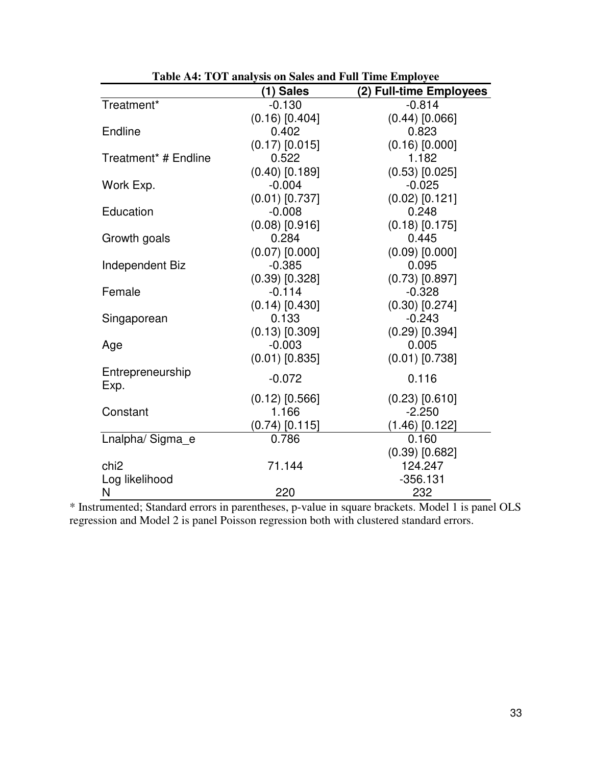**Table A4: TOT analysis on Sales and Full Time Employee**

| | (1) Sales | (2) Full-time Employees |
|---|---|---|
| Treatment* | -0.130 | -0.814 |
| | (0.16) [0.404] | (0.44) [0.066] |
| Endline | 0.402 | 0.823 |
| | (0.17) [0.015] | (0.16) [0.000] |
| Treatment* # Endline | 0.522 | 1.182 |
| | (0.40) [0.189] | (0.53) [0.025] |
| Work Exp. | -0.004 | -0.025 |
| | (0.01) [0.737] | (0.02) [0.121] |
| Education | -0.008 | 0.248 |
| | (0.08) [0.916] | (0.18) [0.175] |
| Growth goals | 0.284 | 0.445 |
| | (0.07) [0.000] | (0.09) [0.000] |
| Independent Biz | -0.385 | 0.095 |
| | (0.39) [0.328] | (0.73) [0.897] |
| Female | -0.114 | -0.328 |
| | (0.14) [0.430] | (0.30) [0.274] |
| Singaporean | 0.133 | -0.243 |
| | (0.13) [0.309] | (0.29) [0.394] |
| Age | -0.003 | 0.005 |
| | (0.01) [0.835] | (0.01) [0.738] |
| Entrepreneurship Exp. | -0.072 | 0.116 |
| | (0.12) [0.566] | (0.23) [0.610] |
| Constant | 1.166 | -2.250 |
| | (0.74) [0.115] | (1.46) [0.122] |
| Lnalpha/ Sigma_e | 0.786 | 0.160 |
| | | (0.39) [0.682] |
| chi2 | 71.144 | 124.247 |
| Log likelihood | | -356.131 |
| N | 220 | 232 |

* Instrumented; Standard errors in parentheses, p-value in square brackets. Model 1 is panel OLS regression and Model 2 is panel Poisson regression both with clustered standard errors.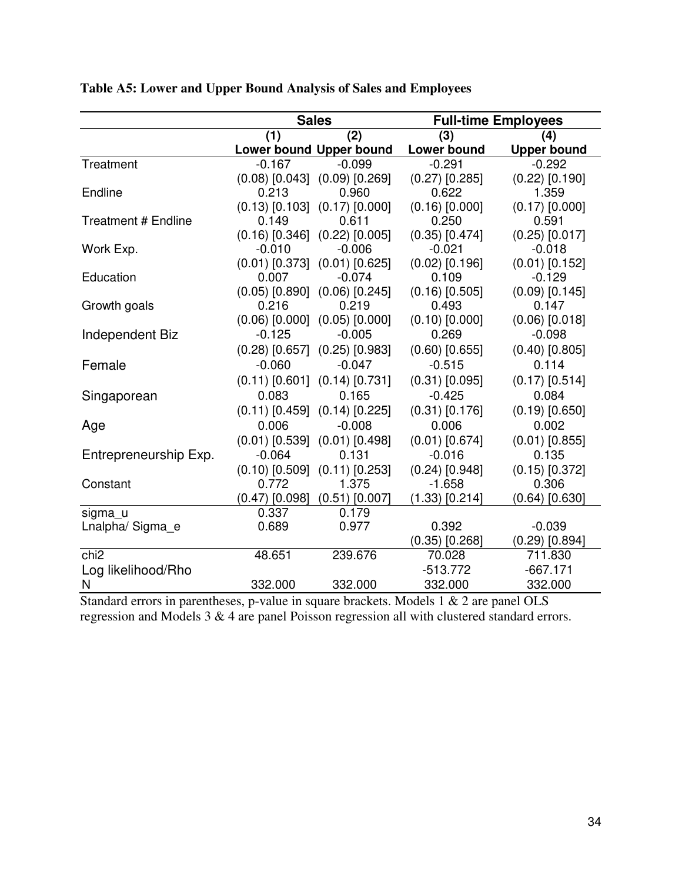**Table A5: Lower and Upper Bound Analysis of Sales and Employees**

| | Sales | | Full-time Employees | |
|---|---|---|---|---|
| | (1) | (2) | (3) | (4) |
| | Lower bound | Upper bound | Lower bound | Upper bound |
| Treatment | -0.167 | -0.099 | -0.291 | -0.292 |
| | (0.08) [0.043] | (0.09) [0.269] | (0.27) [0.285] | (0.22) [0.190] |
| Endline | 0.213 | 0.960 | 0.622 | 1.359 |
| | (0.13) [0.103] | (0.17) [0.000] | (0.16) [0.000] | (0.17) [0.000] |
| Treatment # Endline | 0.149 | 0.611 | 0.250 | 0.591 |
| | (0.16) [0.346] | (0.22) [0.005] | (0.35) [0.474] | (0.25) [0.017] |
| Work Exp. | -0.010 | -0.006 | -0.021 | -0.018 |
| | (0.01) [0.373] | (0.01) [0.625] | (0.02) [0.196] | (0.01) [0.152] |
| Education | 0.007 | -0.074 | 0.109 | -0.129 |
| | (0.05) [0.890] | (0.06) [0.245] | (0.16) [0.505] | (0.09) [0.145] |
| Growth goals | 0.216 | 0.219 | 0.493 | 0.147 |
| | (0.06) [0.000] | (0.05) [0.000] | (0.10) [0.000] | (0.06) [0.018] |
| Independent Biz | -0.125 | -0.005 | 0.269 | -0.098 |
| | (0.28) [0.657] | (0.25) [0.983] | (0.60) [0.655] | (0.40) [0.805] |
| Female | -0.060 | -0.047 | -0.515 | 0.114 |
| | (0.11) [0.601] | (0.14) [0.731] | (0.31) [0.095] | (0.17) [0.514] |
| Singaporean | 0.083 | 0.165 | -0.425 | 0.084 |
| | (0.11) [0.459] | (0.14) [0.225] | (0.31) [0.176] | (0.19) [0.650] |
| Age | 0.006 | -0.008 | 0.006 | 0.002 |
| | (0.01) [0.539] | (0.01) [0.498] | (0.01) [0.674] | (0.01) [0.855] |
| Entrepreneurship Exp. | -0.064 | 0.131 | -0.016 | 0.135 |
| | (0.10) [0.509] | (0.11) [0.253] | (0.24) [0.948] | (0.15) [0.372] |
| Constant | 0.772 | 1.375 | -1.658 | 0.306 |
| | (0.47) [0.098] | (0.51) [0.007] | (1.33) [0.214] | (0.64) [0.630] |
| sigma_u | 0.337 | 0.179 | | |
| Lnalpha/ Sigma_e | 0.689 | 0.977 | 0.392 | -0.039 |
| | | | (0.35) [0.268] | (0.29) [0.894] |
| chi2 | 48.651 | 239.676 | 70.028 | 711.830 |
| Log likelihood/Rho | | | -513.772 | -667.171 |
| N | 332.000 | 332.000 | 332.000 | 332.000 |

Standard errors in parentheses, p-value in square brackets. Models 1 & 2 are panel OLS regression and Models 3 & 4 are panel Poisson regression all with clustered standard errors.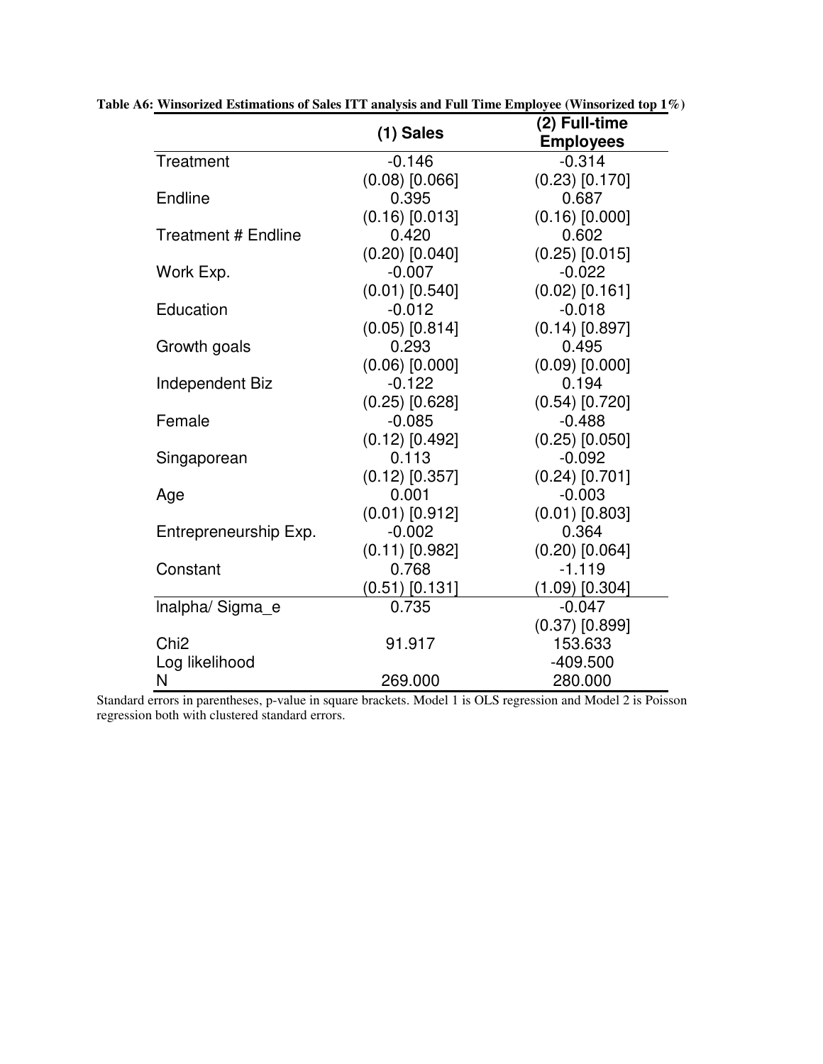**Table A6: Winsorized Estimations of Sales ITT analysis and Full Time Employee (Winsorized top 1%)**

| | (1) Sales | (2) Full-time Employees |
|---|---|---|
| Treatment | -0.146 | -0.314 |
| | (0.08) [0.066] | (0.23) [0.170] |
| Endline | 0.395 | 0.687 |
| | (0.16) [0.013] | (0.16) [0.000] |
| Treatment # Endline | 0.420 | 0.602 |
| | (0.20) [0.040] | (0.25) [0.015] |
| Work Exp. | -0.007 | -0.022 |
| | (0.01) [0.540] | (0.02) [0.161] |
| Education | -0.012 | -0.018 |
| | (0.05) [0.814] | (0.14) [0.897] |
| Growth goals | 0.293 | 0.495 |
| | (0.06) [0.000] | (0.09) [0.000] |
| Independent Biz | -0.122 | 0.194 |
| | (0.25) [0.628] | (0.54) [0.720] |
| Female | -0.085 | -0.488 |
| | (0.12) [0.492] | (0.25) [0.050] |
| Singaporean | 0.113 | -0.092 |
| | (0.12) [0.357] | (0.24) [0.701] |
| Age | 0.001 | -0.003 |
| | (0.01) [0.912] | (0.01) [0.803] |
| Entrepreneurship Exp. | -0.002 | 0.364 |
| | (0.11) [0.982] | (0.20) [0.064] |
| Constant | 0.768 | -1.119 |
| | (0.51) [0.131] | (1.09) [0.304] |
| lnalpha/ Sigma_e | 0.735 | -0.047 |
| | | (0.37) [0.899] |
| Chi2 | 91.917 | 153.633 |
| Log likelihood | | -409.500 |
| N | 269.000 | 280.000 |

Standard errors in parentheses, p-value in square brackets. Model 1 is OLS regression and Model 2 is Poisson regression both with clustered standard errors.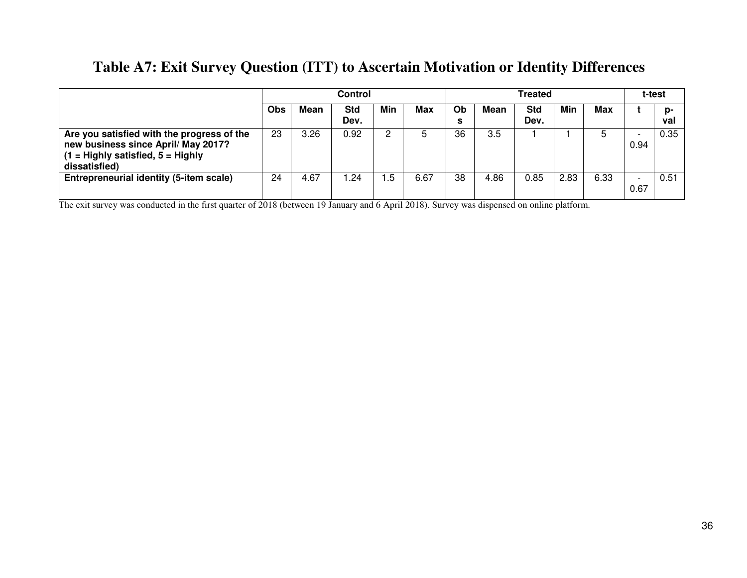# Table A7: Exit Survey Question (ITT) to Ascertain Motivation or Identity Differences

| | Control | | | | | Treated | | | | | t-test | |
|---|---|---|---|---|---|---|---|---|---|---|---|---|
| | Obs | Mean | Std Dev. | Min | Max | Obs | Mean | Std Dev. | Min | Max | t | p-val |
| **Are you satisfied with the progress of the new business since April/ May 2017? (1 = Highly satisfied, 5 = Highly dissatisfied)** | 23 | 3.26 | 0.92 | 2 | 5 | 36 | 3.5 | 1 | 1 | 5 | -0.94 | 0.35 |
| **Entrepreneurial identity (5-item scale)** | 24 | 4.67 | 1.24 | 1.5 | 6.67 | 38 | 4.86 | 0.85 | 2.83 | 6.33 | -0.67 | 0.51 |

The exit survey was conducted in the first quarter of 2018 (between 19 January and 6 April 2018). Survey was dispensed on online platform.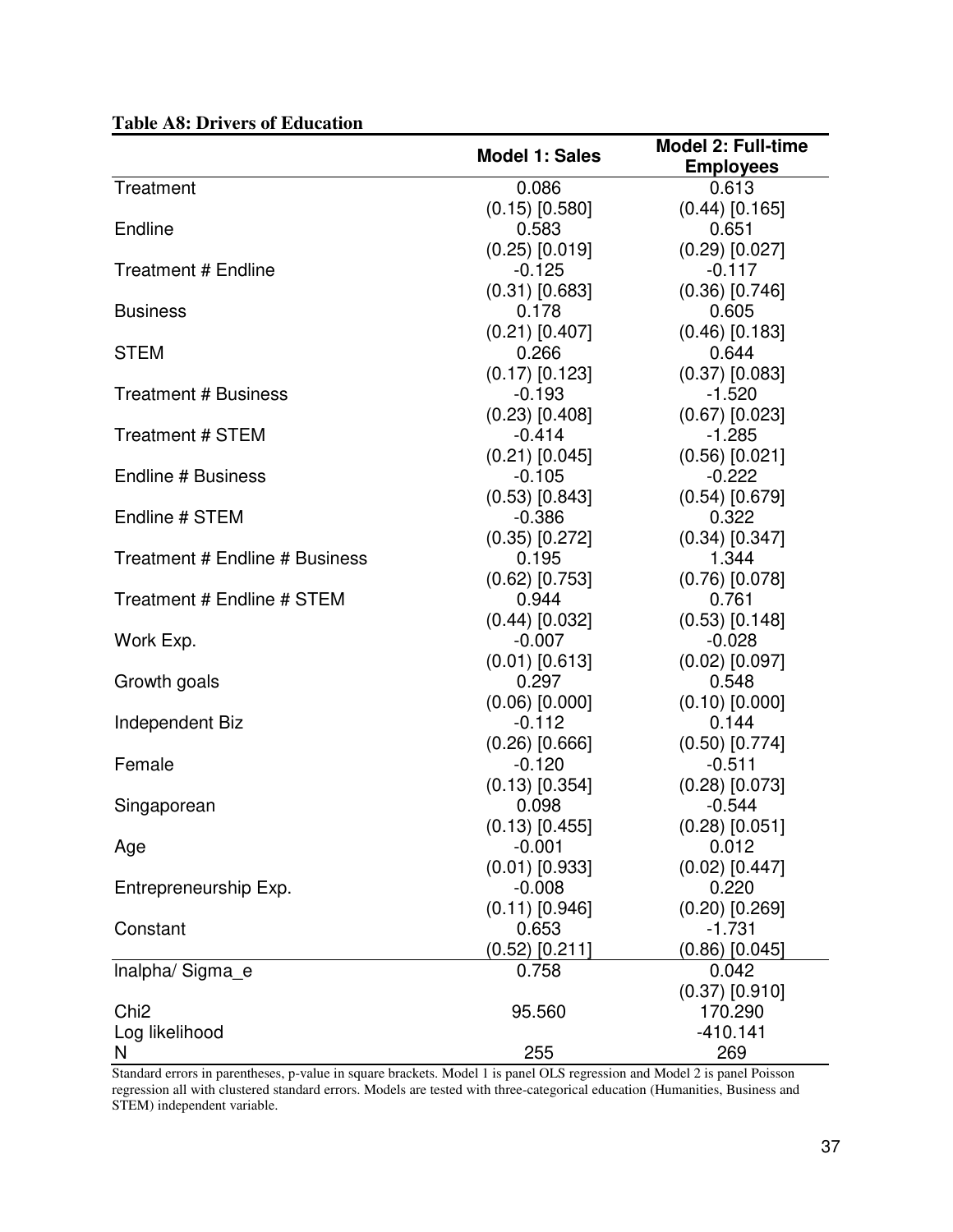**Table A8: Drivers of Education**

| | Model 1: Sales | Model 2: Full-time Employees |
|---|---|---|
| Treatment | 0.086 | 0.613 |
| | (0.15) [0.580] | (0.44) [0.165] |
| Endline | 0.583 | 0.651 |
| | (0.25) [0.019] | (0.29) [0.027] |
| Treatment # Endline | -0.125 | -0.117 |
| | (0.31) [0.683] | (0.36) [0.746] |
| Business | 0.178 | 0.605 |
| | (0.21) [0.407] | (0.46) [0.183] |
| STEM | 0.266 | 0.644 |
| | (0.17) [0.123] | (0.37) [0.083] |
| Treatment # Business | -0.193 | -1.520 |
| | (0.23) [0.408] | (0.67) [0.023] |
| Treatment # STEM | -0.414 | -1.285 |
| | (0.21) [0.045] | (0.56) [0.021] |
| Endline # Business | -0.105 | -0.222 |
| | (0.53) [0.843] | (0.54) [0.679] |
| Endline # STEM | -0.386 | 0.322 |
| | (0.35) [0.272] | (0.34) [0.347] |
| Treatment # Endline # Business | 0.195 | 1.344 |
| | (0.62) [0.753] | (0.76) [0.078] |
| Treatment # Endline # STEM | 0.944 | 0.761 |
| | (0.44) [0.032] | (0.53) [0.148] |
| Work Exp. | -0.007 | -0.028 |
| | (0.01) [0.613] | (0.02) [0.097] |
| Growth goals | 0.297 | 0.548 |
| | (0.06) [0.000] | (0.10) [0.000] |
| Independent Biz | -0.112 | 0.144 |
| | (0.26) [0.666] | (0.50) [0.774] |
| Female | -0.120 | -0.511 |
| | (0.13) [0.354] | (0.28) [0.073] |
| Singaporean | 0.098 | -0.544 |
| | (0.13) [0.455] | (0.28) [0.051] |
| Age | -0.001 | 0.012 |
| | (0.01) [0.933] | (0.02) [0.447] |
| Entrepreneurship Exp. | -0.008 | 0.220 |
| | (0.11) [0.946] | (0.20) [0.269] |
| Constant | 0.653 | -1.731 |
| | (0.52) [0.211] | (0.86) [0.045] |
| lnalpha/ Sigma_e | 0.758 | 0.042 |
| | | (0.37) [0.910] |
| Chi2 | 95.560 | 170.290 |
| Log likelihood | | -410.141 |
| N | 255 | 269 |

Standard errors in parentheses, p-value in square brackets. Model 1 is panel OLS regression and Model 2 is panel Poisson regression all with clustered standard errors. Models are tested with three-categorical education (Humanities, Business and STEM) independent variable.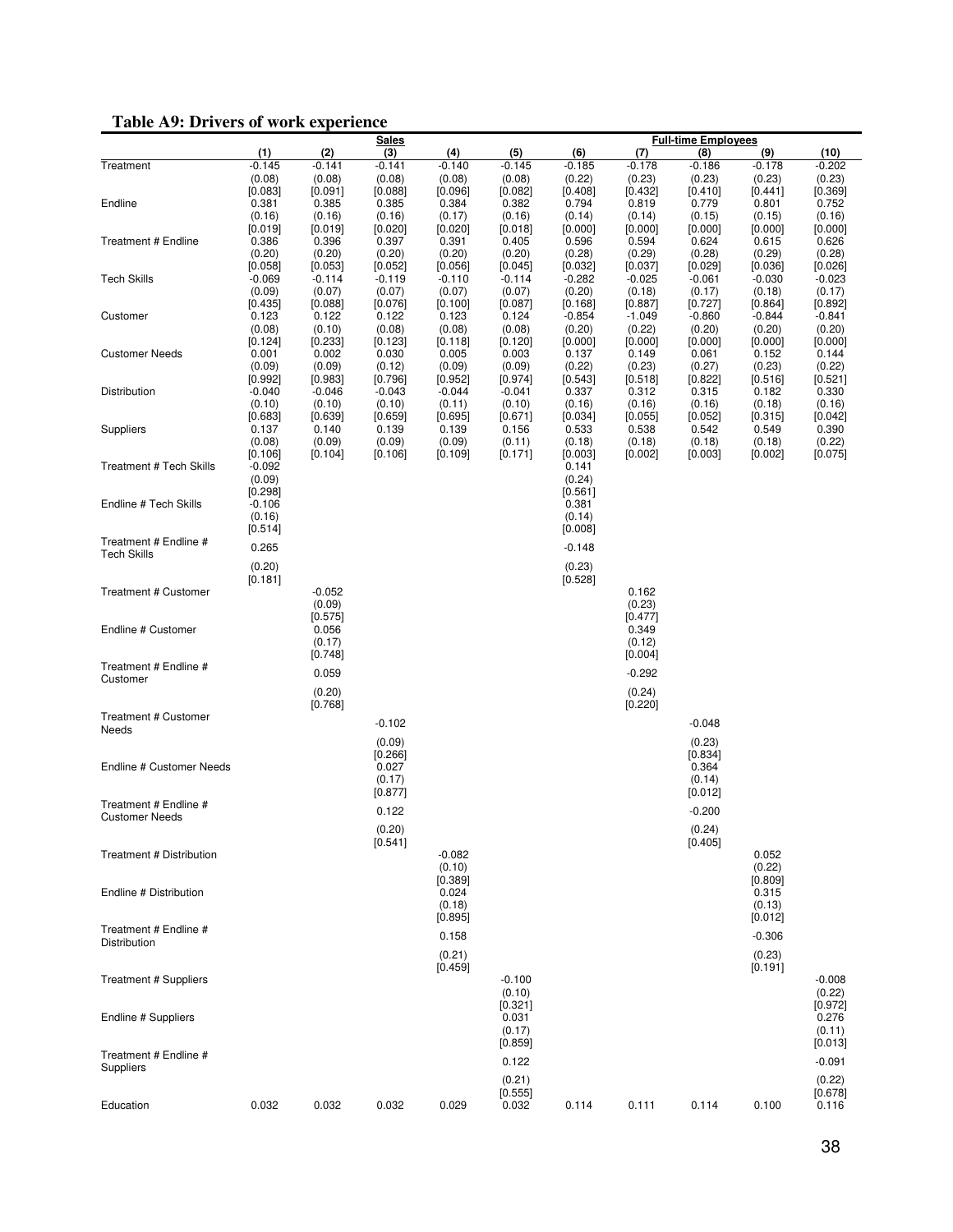**Table A9: Drivers of work experience**

| | Sales | | | | | Full-time Employees | | | | |
|---|---|---|---|---|---|---|---|---|---|---|
| | (1) | (2) | (3) | (4) | (5) | (6) | (7) | (8) | (9) | (10) |
| Treatment | -0.145 | -0.141 | -0.141 | -0.140 | -0.145 | -0.185 | -0.178 | -0.186 | -0.178 | -0.202 |
| | (0.08) | (0.08) | (0.08) | (0.08) | (0.08) | (0.22) | (0.23) | (0.23) | (0.23) | (0.23) |
| | [0.083] | [0.091] | [0.088] | [0.096] | [0.082] | [0.408] | [0.432] | [0.410] | [0.441] | [0.369] |
| Endline | 0.381 | 0.385 | 0.385 | 0.384 | 0.382 | 0.794 | 0.819 | 0.779 | 0.801 | 0.752 |
| | (0.16) | (0.16) | (0.16) | (0.17) | (0.16) | (0.14) | (0.14) | (0.15) | (0.15) | (0.16) |
| | [0.019] | [0.019] | [0.020] | [0.020] | [0.018] | [0.000] | [0.000] | [0.000] | [0.000] | [0.000] |
| Treatment # Endline | 0.386 | 0.396 | 0.397 | 0.391 | 0.405 | 0.596 | 0.594 | 0.624 | 0.615 | 0.626 |
| | (0.20) | (0.20) | (0.20) | (0.20) | (0.20) | (0.28) | (0.29) | (0.28) | (0.29) | (0.28) |
| | [0.058] | [0.053] | [0.052] | [0.056] | [0.045] | [0.032] | [0.037] | [0.029] | [0.036] | [0.026] |
| Tech Skills | -0.069 | -0.114 | -0.119 | -0.110 | -0.114 | -0.282 | -0.025 | -0.061 | -0.030 | -0.023 |
| | (0.09) | (0.07) | (0.07) | (0.07) | (0.07) | (0.20) | (0.18) | (0.17) | (0.18) | (0.17) |
| | [0.435] | [0.088] | [0.076] | [0.100] | [0.087] | [0.168] | [0.887] | [0.727] | [0.864] | [0.892] |
| Customer | 0.123 | 0.122 | 0.122 | 0.123 | 0.124 | -0.854 | -1.049 | -0.860 | -0.844 | -0.841 |
| | (0.08) | (0.10) | (0.08) | (0.08) | (0.08) | (0.20) | (0.22) | (0.20) | (0.20) | (0.20) |
| | [0.124] | [0.233] | [0.123] | [0.118] | [0.120] | [0.000] | [0.000] | [0.000] | [0.000] | [0.000] |
| Customer Needs | 0.001 | 0.002 | 0.030 | 0.005 | 0.003 | 0.137 | 0.149 | 0.061 | 0.152 | 0.144 |
| | (0.09) | (0.09) | (0.12) | (0.09) | (0.09) | (0.22) | (0.23) | (0.27) | (0.23) | (0.22) |
| | [0.992] | [0.983] | [0.796] | [0.952] | [0.974] | [0.543] | [0.518] | [0.822] | [0.516] | [0.521] |
| Distribution | -0.040 | -0.046 | -0.043 | -0.044 | -0.041 | 0.337 | 0.312 | 0.315 | 0.182 | 0.330 |
| | (0.10) | (0.10) | (0.10) | (0.11) | (0.10) | (0.16) | (0.16) | (0.16) | (0.18) | (0.16) |
| | [0.683] | [0.639] | [0.659] | [0.695] | [0.671] | [0.034] | [0.055] | [0.052] | [0.315] | [0.042] |
| Suppliers | 0.137 | 0.140 | 0.139 | 0.139 | 0.156 | 0.533 | 0.538 | 0.542 | 0.549 | 0.390 |
| | (0.08) | (0.09) | (0.09) | (0.09) | (0.11) | (0.18) | (0.18) | (0.18) | (0.18) | (0.22) |
| | [0.106] | [0.104] | [0.106] | [0.109] | [0.171] | [0.003] | [0.002] | [0.003] | [0.002] | [0.075] |
| Treatment # Tech Skills | -0.092 | | | | | 0.141 | | | | |
| | (0.09) | | | | | (0.24) | | | | |
| | [0.298] | | | | | [0.561] | | | | |
| Endline # Tech Skills | -0.106 | | | | | 0.381 | | | | |
| | (0.16) | | | | | (0.14) | | | | |
| | [0.514] | | | | | [0.008] | | | | |
| Treatment # Endline # Tech Skills | 0.265 | | | | | -0.148 | | | | |
| | (0.20) | | | | | (0.23) | | | | |
| | [0.181] | | | | | [0.528] | | | | |
| Treatment # Customer | | -0.052 | | | | | 0.162 | | | |
| | | (0.09) | | | | | (0.23) | | | |
| | | [0.575] | | | | | [0.477] | | | |
| Endline # Customer | | 0.056 | | | | | 0.349 | | | |
| | | (0.17) | | | | | (0.12) | | | |
| | | [0.748] | | | | | [0.004] | | | |
| Treatment # Endline # Customer | | 0.059 | | | | | -0.292 | | | |
| | | (0.20) | | | | | (0.24) | | | |
| | | [0.768] | | | | | [0.220] | | | |
| Treatment # Customer Needs | | | -0.102 | | | | | -0.048 | | |
| | | | (0.09) | | | | | (0.23) | | |
| | | | [0.266] | | | | | [0.834] | | |
| Endline # Customer Needs | | | 0.027 | | | | | 0.364 | | |
| | | | (0.17) | | | | | (0.14) | | |
| | | | [0.877] | | | | | [0.012] | | |
| Treatment # Endline # Customer Needs | | | 0.122 | | | | | -0.200 | | |
| | | | (0.20) | | | | | (0.24) | | |
| | | | [0.541] | | | | | [0.405] | | |
| Treatment # Distribution | | | | -0.082 | | | | | 0.052 | |
| | | | | (0.10) | | | | | (0.22) | |
| | | | | [0.389] | | | | | [0.809] | |
| Endline # Distribution | | | | 0.024 | | | | | 0.315 | |
| | | | | (0.18) | | | | | (0.13) | |
| | | | | [0.895] | | | | | [0.012] | |
| Treatment # Endline # Distribution | | | | 0.158 | | | | | -0.306 | |
| | | | | (0.21) | | | | | (0.23) | |
| | | | | [0.459] | | | | | [0.191] | |
| Treatment # Suppliers | | | | | -0.100 | | | | | -0.008 |
| | | | | | (0.10) | | | | | (0.22) |
| | | | | | [0.321] | | | | | [0.972] |
| Endline # Suppliers | | | | | 0.031 | | | | | 0.276 |
| | | | | | (0.17) | | | | | (0.11) |
| | | | | | [0.859] | | | | | [0.013] |
| Treatment # Endline # Suppliers | | | | | 0.122 | | | | | -0.091 |
| | | | | | (0.21) | | | | | (0.22) |
| | | | | | [0.555] | | | | | [0.678] |
| Education | 0.032 | 0.032 | 0.032 | 0.029 | 0.032 | 0.114 | 0.111 | 0.114 | 0.100 | 0.116 |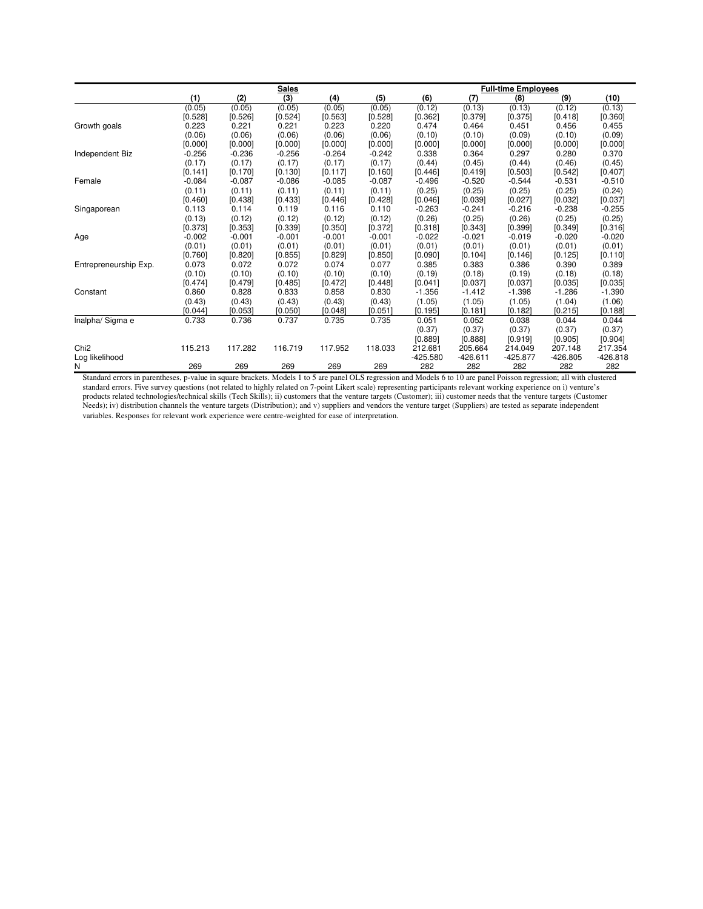| | Sales | | | | | Full-time Employees | | | | |
|---|---|---|---|---|---|---|---|---|---|---|
| | (1) | (2) | (3) | (4) | (5) | (6) | (7) | (8) | (9) | (10) |
| | (0.05) | (0.05) | (0.05) | (0.05) | (0.05) | (0.12) | (0.13) | (0.13) | (0.12) | (0.13) |
| | [0.528] | [0.526] | [0.524] | [0.563] | [0.528] | [0.362] | [0.379] | [0.375] | [0.418] | [0.360] |
| Growth goals | 0.223 | 0.221 | 0.221 | 0.223 | 0.220 | 0.474 | 0.464 | 0.451 | 0.456 | 0.455 |
| | (0.06) | (0.06) | (0.06) | (0.06) | (0.06) | (0.10) | (0.10) | (0.09) | (0.10) | (0.09) |
| | [0.000] | [0.000] | [0.000] | [0.000] | [0.000] | [0.000] | [0.000] | [0.000] | [0.000] | [0.000] |
| Independent Biz | -0.256 | -0.236 | -0.256 | -0.264 | -0.242 | 0.338 | 0.364 | 0.297 | 0.280 | 0.370 |
| | (0.17) | (0.17) | (0.17) | (0.17) | (0.17) | (0.44) | (0.45) | (0.44) | (0.46) | (0.45) |
| | [0.141] | [0.170] | [0.130] | [0.117] | [0.160] | [0.446] | [0.419] | [0.503] | [0.542] | [0.407] |
| Female | -0.084 | -0.087 | -0.086 | -0.085 | -0.087 | -0.496 | -0.520 | -0.544 | -0.531 | -0.510 |
| | (0.11) | (0.11) | (0.11) | (0.11) | (0.11) | (0.25) | (0.25) | (0.25) | (0.25) | (0.24) |
| | [0.460] | [0.438] | [0.433] | [0.446] | [0.428] | [0.046] | [0.039] | [0.027] | [0.032] | [0.037] |
| Singaporean | 0.113 | 0.114 | 0.119 | 0.116 | 0.110 | -0.263 | -0.241 | -0.216 | -0.238 | -0.255 |
| | (0.13) | (0.12) | (0.12) | (0.12) | (0.12) | (0.26) | (0.25) | (0.26) | (0.25) | (0.25) |
| | [0.373] | [0.353] | [0.339] | [0.350] | [0.372] | [0.318] | [0.343] | [0.399] | [0.349] | [0.316] |
| Age | -0.002 | -0.001 | -0.001 | -0.001 | -0.001 | -0.022 | -0.021 | -0.019 | -0.020 | -0.020 |
| | (0.01) | (0.01) | (0.01) | (0.01) | (0.01) | (0.01) | (0.01) | (0.01) | (0.01) | (0.01) |
| | [0.760] | [0.820] | [0.855] | [0.829] | [0.850] | [0.090] | [0.104] | [0.146] | [0.125] | [0.110] |
| Entrepreneurship Exp. | 0.073 | 0.072 | 0.072 | 0.074 | 0.077 | 0.385 | 0.383 | 0.386 | 0.390 | 0.389 |
| | (0.10) | (0.10) | (0.10) | (0.10) | (0.10) | (0.19) | (0.18) | (0.19) | (0.18) | (0.18) |
| | [0.474] | [0.479] | [0.485] | [0.472] | [0.448] | [0.041] | [0.037] | [0.037] | [0.035] | [0.035] |
| Constant | 0.860 | 0.828 | 0.833 | 0.858 | 0.830 | -1.356 | -1.412 | -1.398 | -1.286 | -1.390 |
| | (0.43) | (0.43) | (0.43) | (0.43) | (0.43) | (1.05) | (1.05) | (1.05) | (1.04) | (1.06) |
| | [0.044] | [0.053] | [0.050] | [0.048] | [0.051] | [0.195] | [0.181] | [0.182] | [0.215] | [0.188] |
| lnalpha/ Sigma e | 0.733 | 0.736 | 0.737 | 0.735 | 0.735 | 0.051 | 0.052 | 0.038 | 0.044 | 0.044 |
| | | | | | | (0.37) | (0.37) | (0.37) | (0.37) | (0.37) |
| | | | | | | [0.889] | [0.888] | [0.919] | [0.905] | [0.904] |
| Chi2 | 115.213 | 117.282 | 116.719 | 117.952 | 118.033 | 212.681 | 205.664 | 214.049 | 207.148 | 217.354 |
| Log likelihood | | | | | | -425.580 | -426.611 | -425.877 | -426.805 | -426.818 |
| N | 269 | 269 | 269 | 269 | 269 | 282 | 282 | 282 | 282 | 282 |

Standard errors in parentheses, p-value in square brackets. Models 1 to 5 are panel OLS regression and Models 6 to 10 are panel Poisson regression; all with clustered standard errors. Five survey questions (not related to highly related on 7-point Likert scale) representing participants relevant working experience on i) venture's products related technologies/technical skills (Tech Skills); ii) customers that the venture targets (Customer); iii) customer needs that the venture targets (Customer Needs); iv) distribution channels the venture targets (Distribution); and v) suppliers and vendors the venture target (Suppliers) are tested as separate independent variables. Responses for relevant work experience were centre-weighted for ease of interpretation.